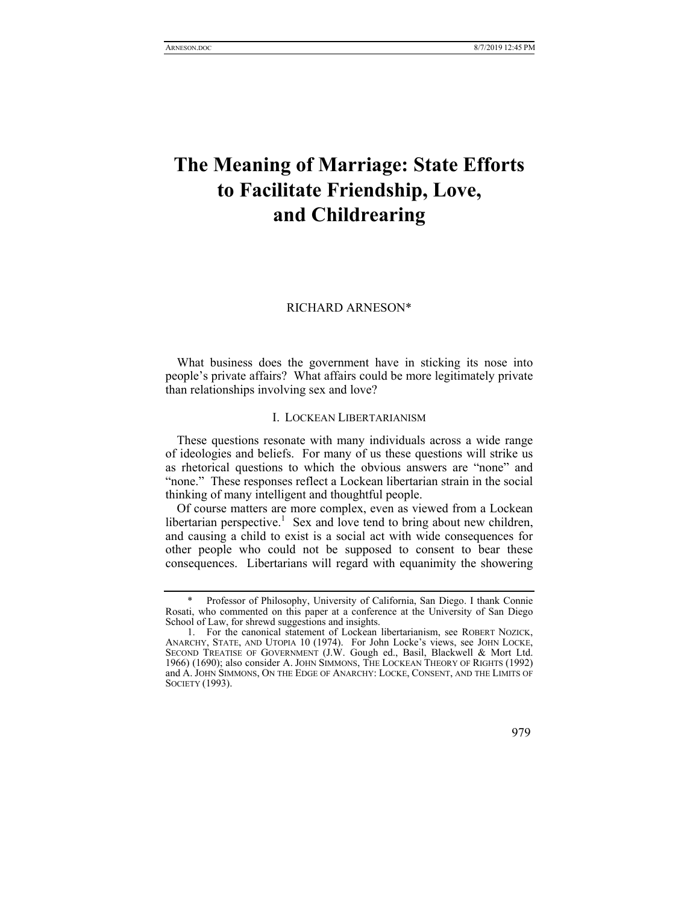# The Meaning of Marriage: State Efforts to Facilitate Friendship, Love, and Childrearing

RICHARD ARNESON*

What business does the government have in sticking its nose into people's private affairs? What affairs could be more legitimately private than relationships involving sex and love?

## I. LOCKEAN LIBERTARIANISM

These questions resonate with many individuals across a wide range of ideologies and beliefs. For many of us these questions will strike us as rhetorical questions to which the obvious answers are "none" and "none." These responses reflect a Lockean libertarian strain in the social thinking of many intelligent and thoughtful people.

Of course matters are more complex, even as viewed from a Lockean libertarian perspective.[1] Sex and love tend to bring about new children, and causing a child to exist is a social act with wide consequences for other people who could not be supposed to consent to bear these consequences. Libertarians will regard with equanimity the showering

---

\* Professor of Philosophy, University of California, San Diego. I thank Connie Rosati, who commented on this paper at a conference at the University of San Diego School of Law, for shrewd suggestions and insights.

1. For the canonical statement of Lockean libertarianism, see ROBERT NOZICK, ANARCHY, STATE, AND UTOPIA 10 (1974). For John Locke's views, see JOHN LOCKE, SECOND TREATISE OF GOVERNMENT (J.W. Gough ed., Basil, Blackwell & Mort Ltd. 1966) (1690); also consider A. JOHN SIMMONS, THE LOCKEAN THEORY OF RIGHTS (1992) and A. JOHN SIMMONS, ON THE EDGE OF ANARCHY: LOCKE, CONSENT, AND THE LIMITS OF SOCIETY (1993).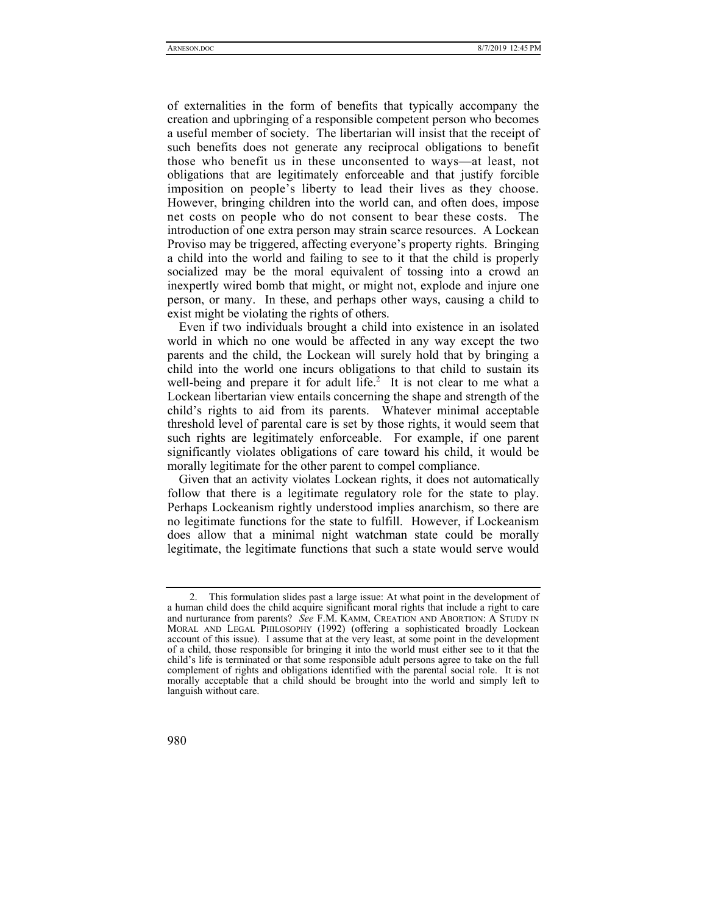of externalities in the form of benefits that typically accompany the creation and upbringing of a responsible competent person who becomes a useful member of society. The libertarian will insist that the receipt of such benefits does not generate any reciprocal obligations to benefit those who benefit us in these unconsented to ways—at least, not obligations that are legitimately enforceable and that justify forcible imposition on people's liberty to lead their lives as they choose. However, bringing children into the world can, and often does, impose net costs on people who do not consent to bear these costs. The introduction of one extra person may strain scarce resources. A Lockean Proviso may be triggered, affecting everyone's property rights. Bringing a child into the world and failing to see to it that the child is properly socialized may be the moral equivalent of tossing into a crowd an inexpertly wired bomb that might, or might not, explode and injure one person, or many. In these, and perhaps other ways, causing a child to exist might be violating the rights of others.

Even if two individuals brought a child into existence in an isolated world in which no one would be affected in any way except the two parents and the child, the Lockean will surely hold that by bringing a child into the world one incurs obligations to that child to sustain its well-being and prepare it for adult life.[2] It is not clear to me what a Lockean libertarian view entails concerning the shape and strength of the child's rights to aid from its parents. Whatever minimal acceptable threshold level of parental care is set by those rights, it would seem that such rights are legitimately enforceable. For example, if one parent significantly violates obligations of care toward his child, it would be morally legitimate for the other parent to compel compliance.

Given that an activity violates Lockean rights, it does not automatically follow that there is a legitimate regulatory role for the state to play. Perhaps Lockeanism rightly understood implies anarchism, so there are no legitimate functions for the state to fulfill. However, if Lockeanism does allow that a minimal night watchman state could be morally legitimate, the legitimate functions that such a state would serve would

---

2. This formulation slides past a large issue: At what point in the development of a human child does the child acquire significant moral rights that include a right to care and nurturance from parents? *See* F.M. KAMM, CREATION AND ABORTION: A STUDY IN MORAL AND LEGAL PHILOSOPHY (1992) (offering a sophisticated broadly Lockean account of this issue). I assume that at the very least, at some point in the development of a child, those responsible for bringing it into the world must either see to it that the child's life is terminated or that some responsible adult persons agree to take on the full complement of rights and obligations identified with the parental social role. It is not morally acceptable that a child should be brought into the world and simply left to languish without care.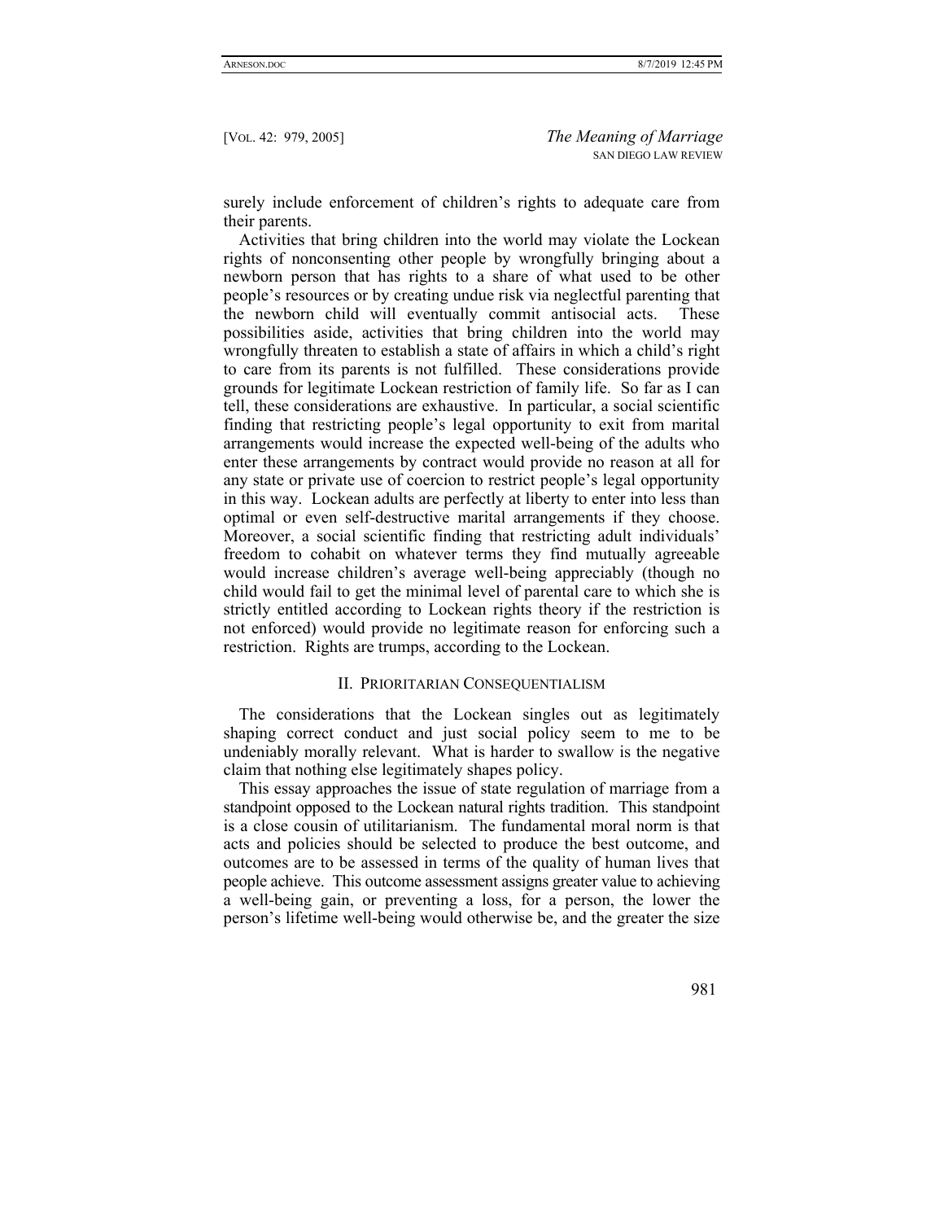surely include enforcement of children's rights to adequate care from their parents.

Activities that bring children into the world may violate the Lockean rights of nonconsenting other people by wrongfully bringing about a newborn person that has rights to a share of what used to be other people's resources or by creating undue risk via neglectful parenting that the newborn child will eventually commit antisocial acts. These possibilities aside, activities that bring children into the world may wrongfully threaten to establish a state of affairs in which a child's right to care from its parents is not fulfilled. These considerations provide grounds for legitimate Lockean restriction of family life. So far as I can tell, these considerations are exhaustive. In particular, a social scientific finding that restricting people's legal opportunity to exit from marital arrangements would increase the expected well-being of the adults who enter these arrangements by contract would provide no reason at all for any state or private use of coercion to restrict people's legal opportunity in this way. Lockean adults are perfectly at liberty to enter into less than optimal or even self-destructive marital arrangements if they choose. Moreover, a social scientific finding that restricting adult individuals' freedom to cohabit on whatever terms they find mutually agreeable would increase children's average well-being appreciably (though no child would fail to get the minimal level of parental care to which she is strictly entitled according to Lockean rights theory if the restriction is not enforced) would provide no legitimate reason for enforcing such a restriction. Rights are trumps, according to the Lockean.

## II. Prioritarian Consequentialism

The considerations that the Lockean singles out as legitimately shaping correct conduct and just social policy seem to me to be undeniably morally relevant. What is harder to swallow is the negative claim that nothing else legitimately shapes policy.

This essay approaches the issue of state regulation of marriage from a standpoint opposed to the Lockean natural rights tradition. This standpoint is a close cousin of utilitarianism. The fundamental moral norm is that acts and policies should be selected to produce the best outcome, and outcomes are to be assessed in terms of the quality of human lives that people achieve. This outcome assessment assigns greater value to achieving a well-being gain, or preventing a loss, for a person, the lower the person's lifetime well-being would otherwise be, and the greater the size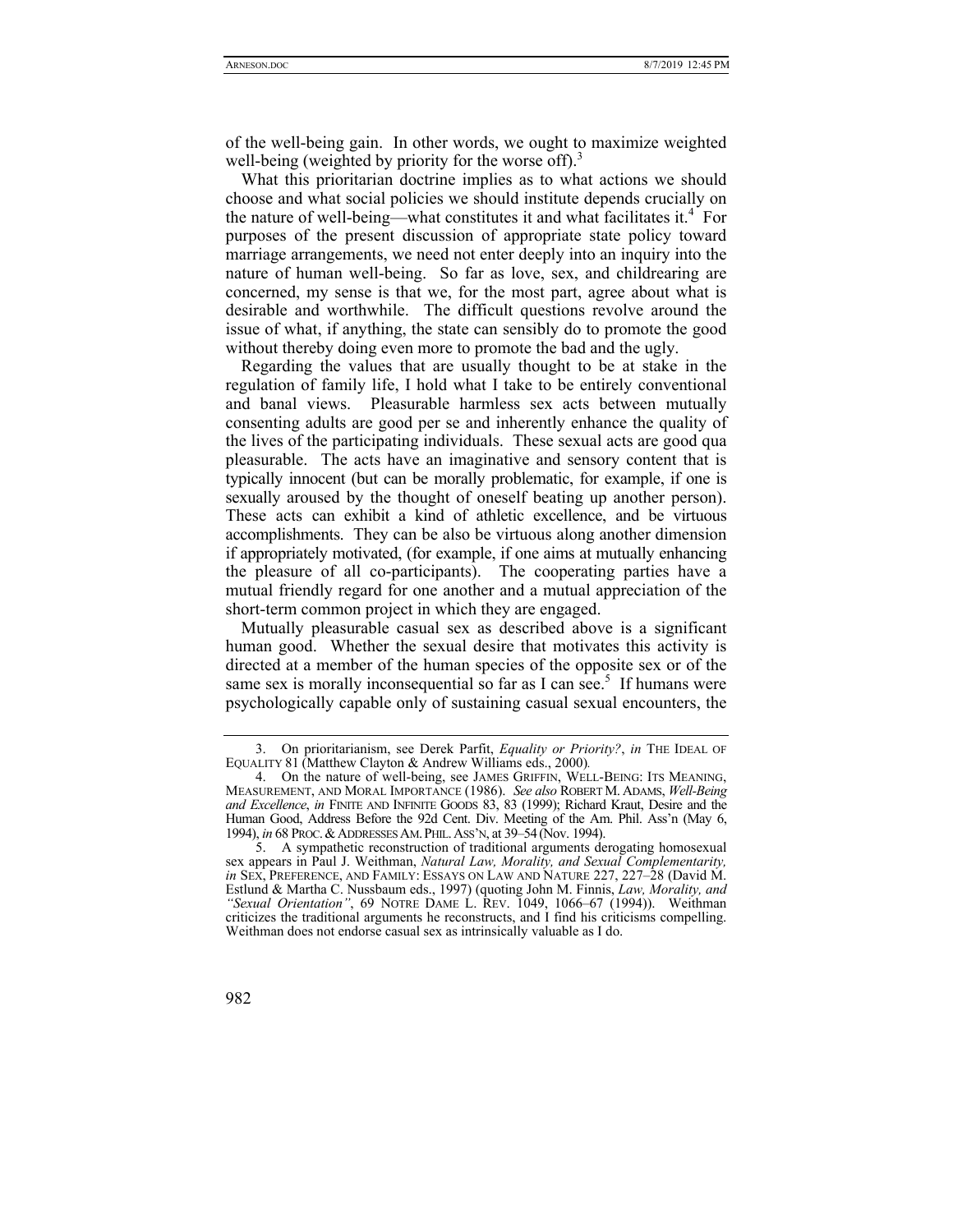of the well-being gain. In other words, we ought to maximize weighted well-being (weighted by priority for the worse off).[3]

What this prioritarian doctrine implies as to what actions we should choose and what social policies we should institute depends crucially on the nature of well-being—what constitutes it and what facilitates it.[4] For purposes of the present discussion of appropriate state policy toward marriage arrangements, we need not enter deeply into an inquiry into the nature of human well-being. So far as love, sex, and childrearing are concerned, my sense is that we, for the most part, agree about what is desirable and worthwhile. The difficult questions revolve around the issue of what, if anything, the state can sensibly do to promote the good without thereby doing even more to promote the bad and the ugly.

Regarding the values that are usually thought to be at stake in the regulation of family life, I hold what I take to be entirely conventional and banal views. Pleasurable harmless sex acts between mutually consenting adults are good per se and inherently enhance the quality of the lives of the participating individuals. These sexual acts are good qua pleasurable. The acts have an imaginative and sensory content that is typically innocent (but can be morally problematic, for example, if one is sexually aroused by the thought of oneself beating up another person). These acts can exhibit a kind of athletic excellence, and be virtuous accomplishments. They can be also be virtuous along another dimension if appropriately motivated, (for example, if one aims at mutually enhancing the pleasure of all co-participants). The cooperating parties have a mutual friendly regard for one another and a mutual appreciation of the short-term common project in which they are engaged.

Mutually pleasurable casual sex as described above is a significant human good. Whether the sexual desire that motivates this activity is directed at a member of the human species of the opposite sex or of the same sex is morally inconsequential so far as I can see.[5] If humans were psychologically capable only of sustaining casual sexual encounters, the

---

3. On prioritarianism, see Derek Parfit, *Equality or Priority?*, *in* THE IDEAL OF EQUALITY 81 (Matthew Clayton & Andrew Williams eds., 2000).

4. On the nature of well-being, see JAMES GRIFFIN, WELL-BEING: ITS MEANING, MEASUREMENT, AND MORAL IMPORTANCE (1986). *See also* ROBERT M. ADAMS, *Well-Being and Excellence*, *in* FINITE AND INFINITE GOODS 83, 83 (1999); Richard Kraut, Desire and the Human Good, Address Before the 92d Cent. Div. Meeting of the Am. Phil. Ass'n (May 6, 1994), *in* 68 PROC. & ADDRESSES AM. PHIL. ASS'N, at 39–54 (Nov. 1994).

5. A sympathetic reconstruction of traditional arguments derogating homosexual sex appears in Paul J. Weithman, *Natural Law, Morality, and Sexual Complementarity, in* SEX, PREFERENCE, AND FAMILY: ESSAYS ON LAW AND NATURE 227, 227–28 (David M. Estlund & Martha C. Nussbaum eds., 1997) (quoting John M. Finnis, *Law, Morality, and "Sexual Orientation"*, 69 NOTRE DAME L. REV. 1049, 1066–67 (1994)). Weithman criticizes the traditional arguments he reconstructs, and I find his criticisms compelling. Weithman does not endorse casual sex as intrinsically valuable as I do.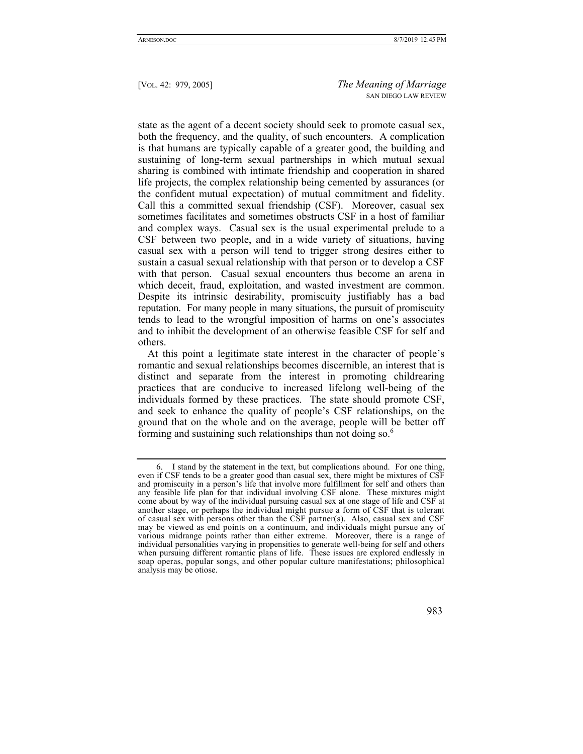state as the agent of a decent society should seek to promote casual sex, both the frequency, and the quality, of such encounters. A complication is that humans are typically capable of a greater good, the building and sustaining of long-term sexual partnerships in which mutual sexual sharing is combined with intimate friendship and cooperation in shared life projects, the complex relationship being cemented by assurances (or the confident mutual expectation) of mutual commitment and fidelity. Call this a committed sexual friendship (CSF). Moreover, casual sex sometimes facilitates and sometimes obstructs CSF in a host of familiar and complex ways. Casual sex is the usual experimental prelude to a CSF between two people, and in a wide variety of situations, having casual sex with a person will tend to trigger strong desires either to sustain a casual sexual relationship with that person or to develop a CSF with that person. Casual sexual encounters thus become an arena in which deceit, fraud, exploitation, and wasted investment are common. Despite its intrinsic desirability, promiscuity justifiably has a bad reputation. For many people in many situations, the pursuit of promiscuity tends to lead to the wrongful imposition of harms on one's associates and to inhibit the development of an otherwise feasible CSF for self and others.

At this point a legitimate state interest in the character of people's romantic and sexual relationships becomes discernible, an interest that is distinct and separate from the interest in promoting childrearing practices that are conducive to increased lifelong well-being of the individuals formed by these practices. The state should promote CSF, and seek to enhance the quality of people's CSF relationships, on the ground that on the whole and on the average, people will be better off forming and sustaining such relationships than not doing so.[6]

---

6. I stand by the statement in the text, but complications abound. For one thing, even if CSF tends to be a greater good than casual sex, there might be mixtures of CSF and promiscuity in a person's life that involve more fulfillment for self and others than any feasible life plan for that individual involving CSF alone. These mixtures might come about by way of the individual pursuing casual sex at one stage of life and CSF at another stage, or perhaps the individual might pursue a form of CSF that is tolerant of casual sex with persons other than the CSF partner(s). Also, casual sex and CSF may be viewed as end points on a continuum, and individuals might pursue any of various midrange points rather than either extreme. Moreover, there is a range of individual personalities varying in propensities to generate well-being for self and others when pursuing different romantic plans of life. These issues are explored endlessly in soap operas, popular songs, and other popular culture manifestations; philosophical analysis may be otiose.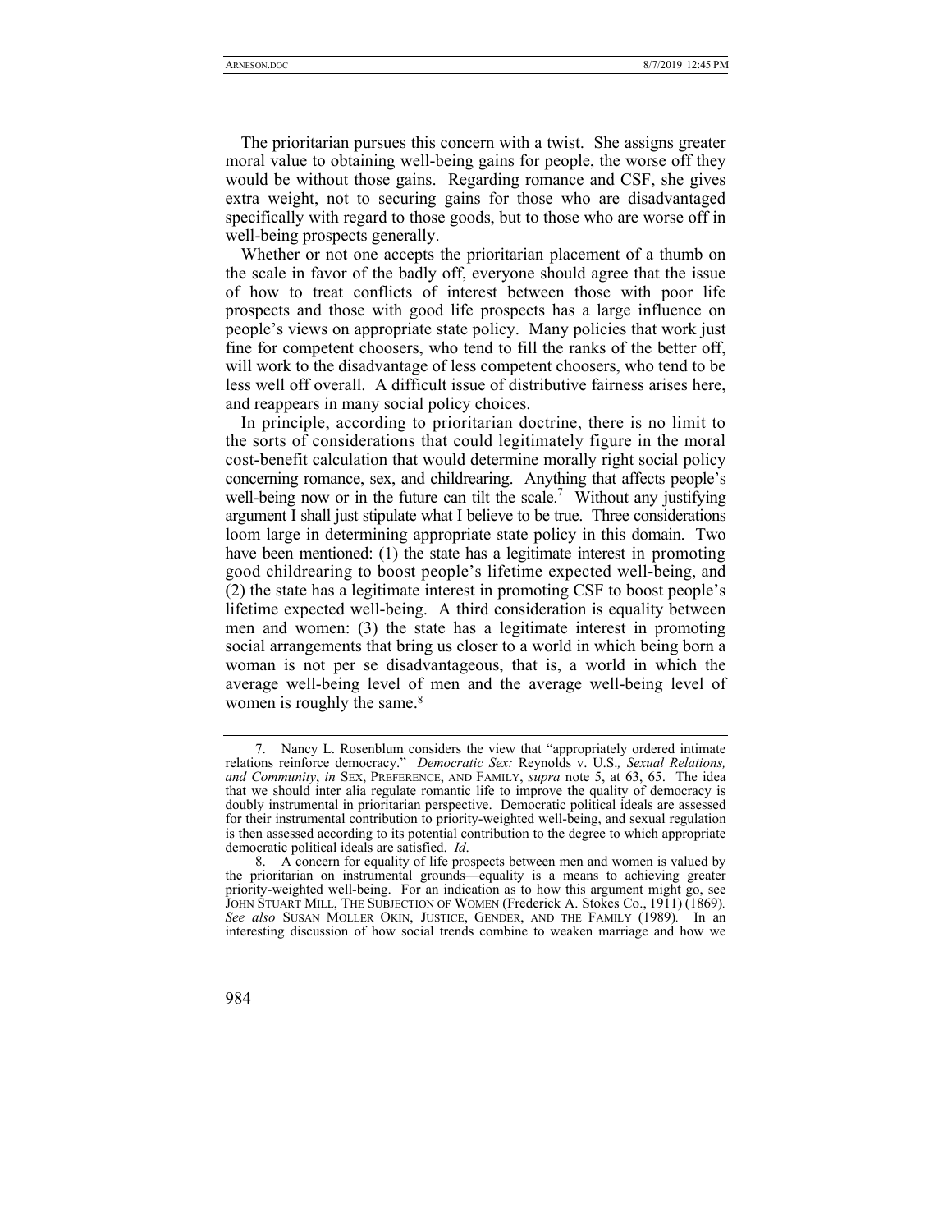The prioritarian pursues this concern with a twist. She assigns greater moral value to obtaining well-being gains for people, the worse off they would be without those gains. Regarding romance and CSF, she gives extra weight, not to securing gains for those who are disadvantaged specifically with regard to those goods, but to those who are worse off in well-being prospects generally.

Whether or not one accepts the prioritarian placement of a thumb on the scale in favor of the badly off, everyone should agree that the issue of how to treat conflicts of interest between those with poor life prospects and those with good life prospects has a large influence on people's views on appropriate state policy. Many policies that work just fine for competent choosers, who tend to fill the ranks of the better off, will work to the disadvantage of less competent choosers, who tend to be less well off overall. A difficult issue of distributive fairness arises here, and reappears in many social policy choices.

In principle, according to prioritarian doctrine, there is no limit to the sorts of considerations that could legitimately figure in the moral cost-benefit calculation that would determine morally right social policy concerning romance, sex, and childrearing. Anything that affects people's well-being now or in the future can tilt the scale.[7] Without any justifying argument I shall just stipulate what I believe to be true. Three considerations loom large in determining appropriate state policy in this domain. Two have been mentioned: (1) the state has a legitimate interest in promoting good childrearing to boost people's lifetime expected well-being, and (2) the state has a legitimate interest in promoting CSF to boost people's lifetime expected well-being. A third consideration is equality between men and women: (3) the state has a legitimate interest in promoting social arrangements that bring us closer to a world in which being born a woman is not per se disadvantageous, that is, a world in which the average well-being level of men and the average well-being level of women is roughly the same.[8]

---

7. Nancy L. Rosenblum considers the view that "appropriately ordered intimate relations reinforce democracy." *Democratic Sex:* Reynolds v. U.S.*, Sexual Relations, and Community*, *in* SEX, PREFERENCE, AND FAMILY, *supra* note 5, at 63, 65. The idea that we should inter alia regulate romantic life to improve the quality of democracy is doubly instrumental in prioritarian perspective. Democratic political ideals are assessed for their instrumental contribution to priority-weighted well-being, and sexual regulation is then assessed according to its potential contribution to the degree to which appropriate democratic political ideals are satisfied. *Id*.

8. A concern for equality of life prospects between men and women is valued by the prioritarian on instrumental grounds—equality is a means to achieving greater priority-weighted well-being. For an indication as to how this argument might go, see JOHN STUART MILL, THE SUBJECTION OF WOMEN (Frederick A. Stokes Co., 1911) (1869). *See also* SUSAN MOLLER OKIN, JUSTICE, GENDER, AND THE FAMILY (1989). In an interesting discussion of how social trends combine to weaken marriage and how we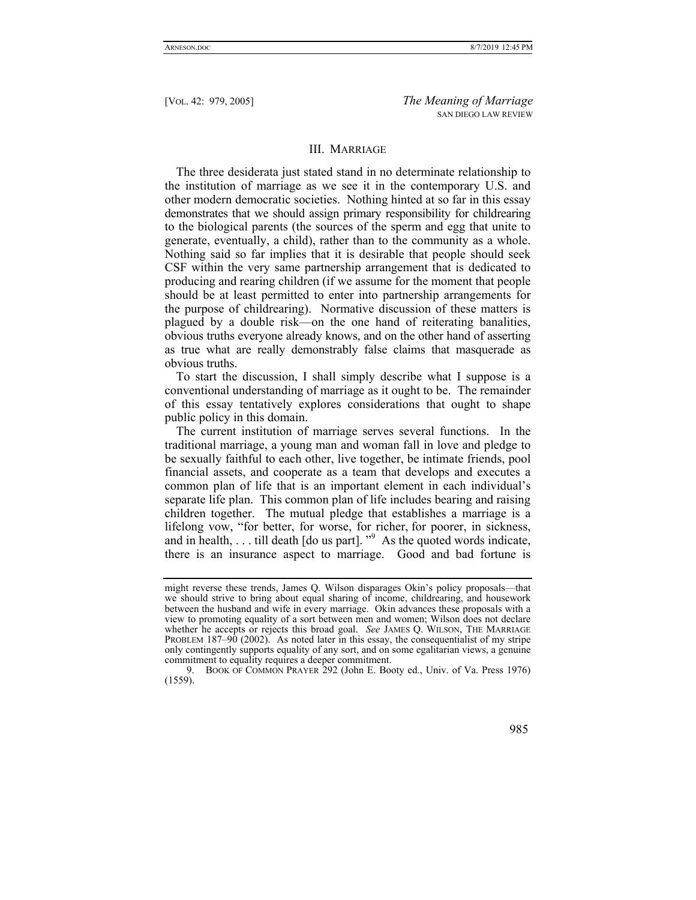## III. MARRIAGE

The three desiderata just stated stand in no determinate relationship to the institution of marriage as we see it in the contemporary U.S. and other modern democratic societies. Nothing hinted at so far in this essay demonstrates that we should assign primary responsibility for childrearing to the biological parents (the sources of the sperm and egg that unite to generate, eventually, a child), rather than to the community as a whole. Nothing said so far implies that it is desirable that people should seek CSF within the very same partnership arrangement that is dedicated to producing and rearing children (if we assume for the moment that people should be at least permitted to enter into partnership arrangements for the purpose of childrearing). Normative discussion of these matters is plagued by a double risk—on the one hand of reiterating banalities, obvious truths everyone already knows, and on the other hand of asserting as true what are really demonstrably false claims that masquerade as obvious truths.

To start the discussion, I shall simply describe what I suppose is a conventional understanding of marriage as it ought to be. The remainder of this essay tentatively explores considerations that ought to shape public policy in this domain.

The current institution of marriage serves several functions. In the traditional marriage, a young man and woman fall in love and pledge to be sexually faithful to each other, live together, be intimate friends, pool financial assets, and cooperate as a team that develops and executes a common plan of life that is an important element in each individual's separate life plan. This common plan of life includes bearing and raising children together. The mutual pledge that establishes a marriage is a lifelong vow, "for better, for worse, for richer, for poorer, in sickness, and in health, . . . till death [do us part]."[9] As the quoted words indicate, there is an insurance aspect to marriage. Good and bad fortune is

---

might reverse these trends, James Q. Wilson disparages Okin's policy proposals—that we should strive to bring about equal sharing of income, childrearing, and housework between the husband and wife in every marriage. Okin advances these proposals with a view to promoting equality of a sort between men and women; Wilson does not declare whether he accepts or rejects this broad goal. *See* JAMES Q. WILSON, THE MARRIAGE PROBLEM 187–90 (2002). As noted later in this essay, the consequentialist of my stripe only contingently supports equality of any sort, and on some egalitarian views, a genuine commitment to equality requires a deeper commitment.

9. BOOK OF COMMON PRAYER 292 (John E. Booty ed., Univ. of Va. Press 1976) (1559).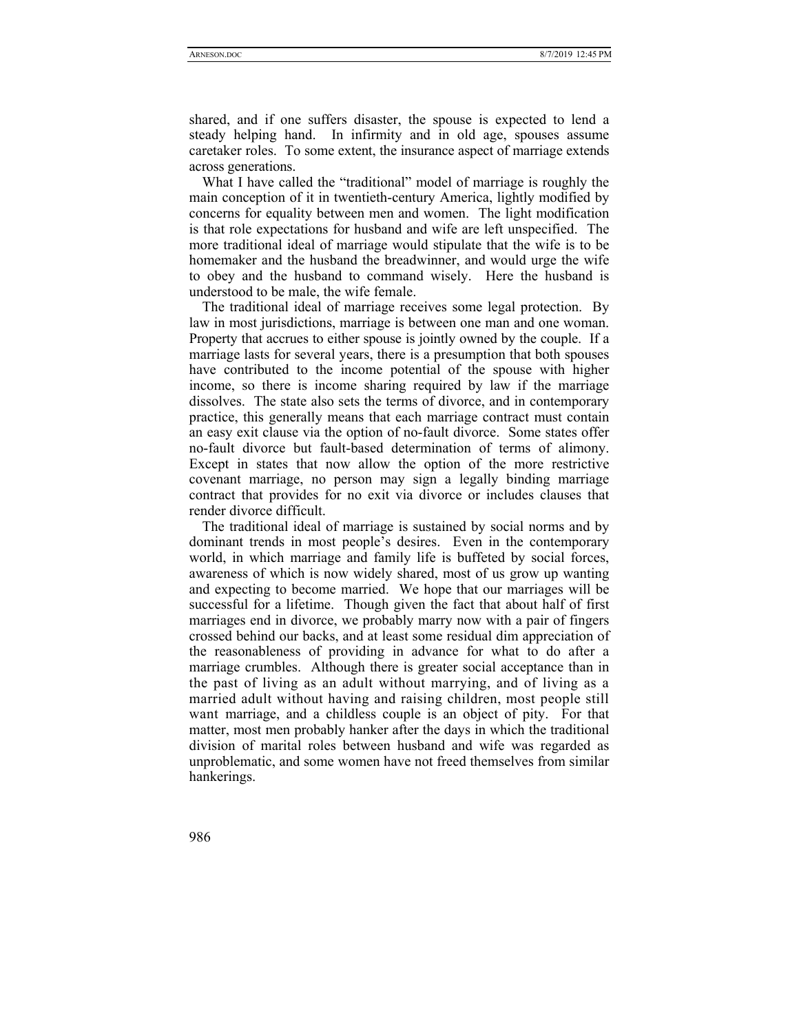shared, and if one suffers disaster, the spouse is expected to lend a steady helping hand. In infirmity and in old age, spouses assume caretaker roles. To some extent, the insurance aspect of marriage extends across generations.

What I have called the "traditional" model of marriage is roughly the main conception of it in twentieth-century America, lightly modified by concerns for equality between men and women. The light modification is that role expectations for husband and wife are left unspecified. The more traditional ideal of marriage would stipulate that the wife is to be homemaker and the husband the breadwinner, and would urge the wife to obey and the husband to command wisely. Here the husband is understood to be male, the wife female.

The traditional ideal of marriage receives some legal protection. By law in most jurisdictions, marriage is between one man and one woman. Property that accrues to either spouse is jointly owned by the couple. If a marriage lasts for several years, there is a presumption that both spouses have contributed to the income potential of the spouse with higher income, so there is income sharing required by law if the marriage dissolves. The state also sets the terms of divorce, and in contemporary practice, this generally means that each marriage contract must contain an easy exit clause via the option of no-fault divorce. Some states offer no-fault divorce but fault-based determination of terms of alimony. Except in states that now allow the option of the more restrictive covenant marriage, no person may sign a legally binding marriage contract that provides for no exit via divorce or includes clauses that render divorce difficult.

The traditional ideal of marriage is sustained by social norms and by dominant trends in most people's desires. Even in the contemporary world, in which marriage and family life is buffeted by social forces, awareness of which is now widely shared, most of us grow up wanting and expecting to become married. We hope that our marriages will be successful for a lifetime. Though given the fact that about half of first marriages end in divorce, we probably marry now with a pair of fingers crossed behind our backs, and at least some residual dim appreciation of the reasonableness of providing in advance for what to do after a marriage crumbles. Although there is greater social acceptance than in the past of living as an adult without marrying, and of living as a married adult without having and raising children, most people still want marriage, and a childless couple is an object of pity. For that matter, most men probably hanker after the days in which the traditional division of marital roles between husband and wife was regarded as unproblematic, and some women have not freed themselves from similar hankerings.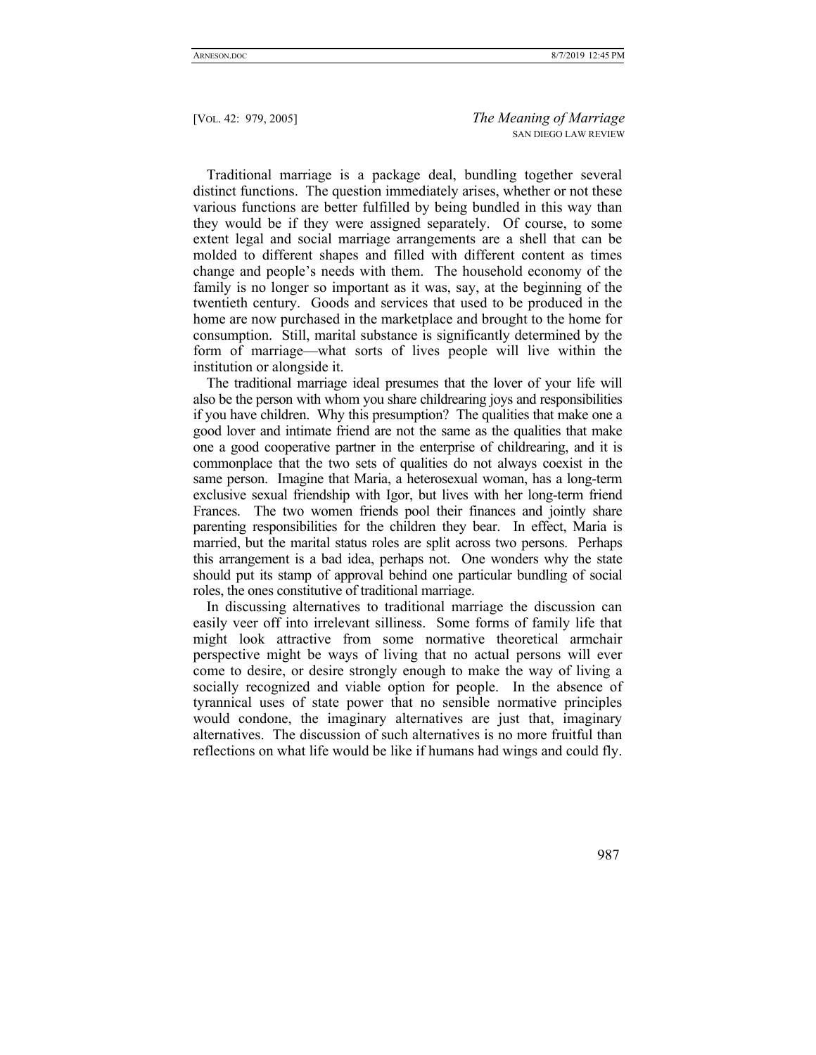Traditional marriage is a package deal, bundling together several distinct functions. The question immediately arises, whether or not these various functions are better fulfilled by being bundled in this way than they would be if they were assigned separately. Of course, to some extent legal and social marriage arrangements are a shell that can be molded to different shapes and filled with different content as times change and people's needs with them. The household economy of the family is no longer so important as it was, say, at the beginning of the twentieth century. Goods and services that used to be produced in the home are now purchased in the marketplace and brought to the home for consumption. Still, marital substance is significantly determined by the form of marriage—what sorts of lives people will live within the institution or alongside it.

The traditional marriage ideal presumes that the lover of your life will also be the person with whom you share childrearing joys and responsibilities if you have children. Why this presumption? The qualities that make one a good lover and intimate friend are not the same as the qualities that make one a good cooperative partner in the enterprise of childrearing, and it is commonplace that the two sets of qualities do not always coexist in the same person. Imagine that Maria, a heterosexual woman, has a long-term exclusive sexual friendship with Igor, but lives with her long-term friend Frances. The two women friends pool their finances and jointly share parenting responsibilities for the children they bear. In effect, Maria is married, but the marital status roles are split across two persons. Perhaps this arrangement is a bad idea, perhaps not. One wonders why the state should put its stamp of approval behind one particular bundling of social roles, the ones constitutive of traditional marriage.

In discussing alternatives to traditional marriage the discussion can easily veer off into irrelevant silliness. Some forms of family life that might look attractive from some normative theoretical armchair perspective might be ways of living that no actual persons will ever come to desire, or desire strongly enough to make the way of living a socially recognized and viable option for people. In the absence of tyrannical uses of state power that no sensible normative principles would condone, the imaginary alternatives are just that, imaginary alternatives. The discussion of such alternatives is no more fruitful than reflections on what life would be like if humans had wings and could fly.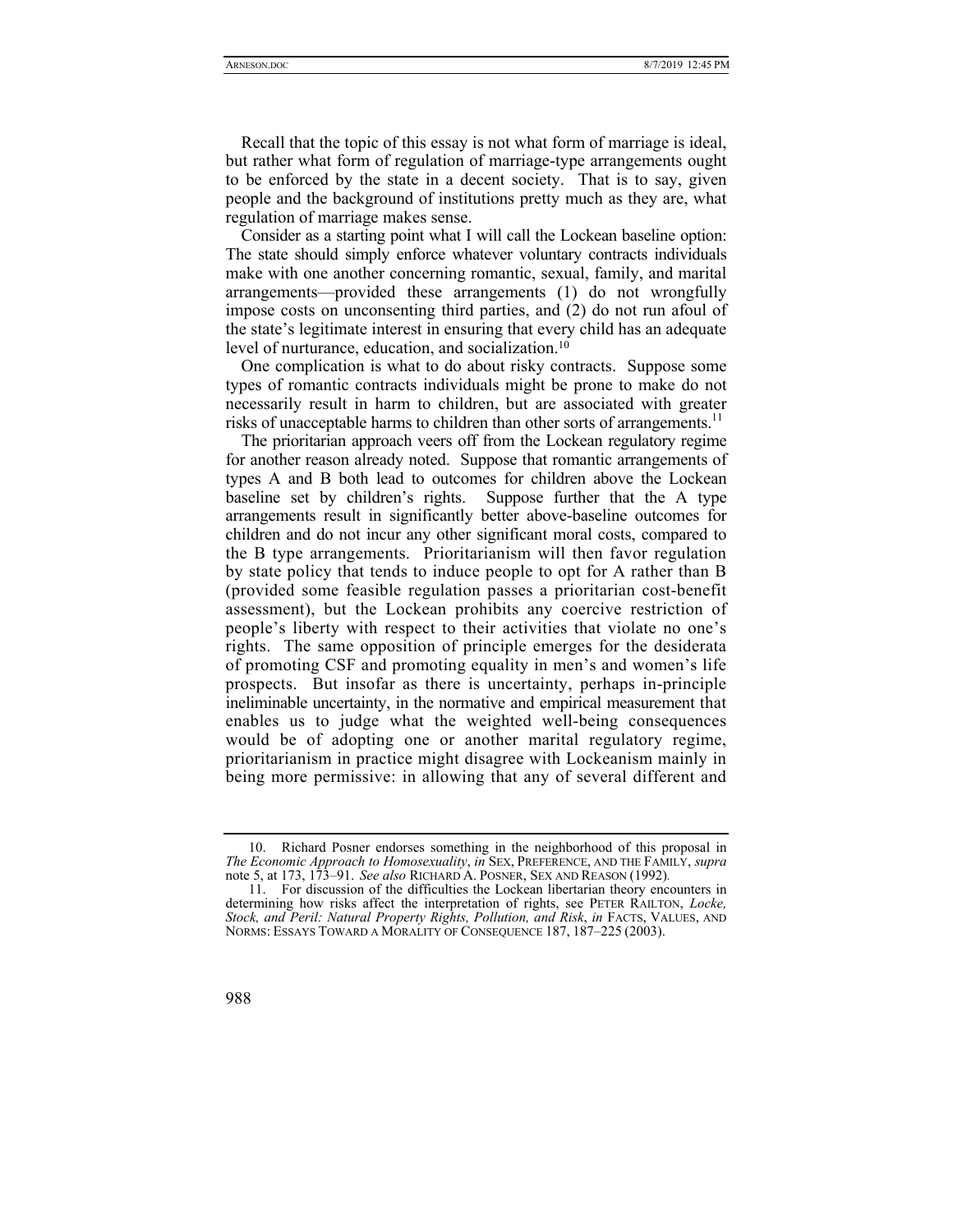Recall that the topic of this essay is not what form of marriage is ideal, but rather what form of regulation of marriage-type arrangements ought to be enforced by the state in a decent society. That is to say, given people and the background of institutions pretty much as they are, what regulation of marriage makes sense.

Consider as a starting point what I will call the Lockean baseline option: The state should simply enforce whatever voluntary contracts individuals make with one another concerning romantic, sexual, family, and marital arrangements—provided these arrangements (1) do not wrongfully impose costs on unconsenting third parties, and (2) do not run afoul of the state's legitimate interest in ensuring that every child has an adequate level of nurturance, education, and socialization.[10]

One complication is what to do about risky contracts. Suppose some types of romantic contracts individuals might be prone to make do not necessarily result in harm to children, but are associated with greater risks of unacceptable harms to children than other sorts of arrangements.[11]

The prioritarian approach veers off from the Lockean regulatory regime for another reason already noted. Suppose that romantic arrangements of types A and B both lead to outcomes for children above the Lockean baseline set by children's rights. Suppose further that the A type arrangements result in significantly better above-baseline outcomes for children and do not incur any other significant moral costs, compared to the B type arrangements. Prioritarianism will then favor regulation by state policy that tends to induce people to opt for A rather than B (provided some feasible regulation passes a prioritarian cost-benefit assessment), but the Lockean prohibits any coercive restriction of people's liberty with respect to their activities that violate no one's rights. The same opposition of principle emerges for the desiderata of promoting CSF and promoting equality in men's and women's life prospects. But insofar as there is uncertainty, perhaps in-principle ineliminable uncertainty, in the normative and empirical measurement that enables us to judge what the weighted well-being consequences would be of adopting one or another marital regulatory regime, prioritarianism in practice might disagree with Lockeanism mainly in being more permissive: in allowing that any of several different and

---

10. Richard Posner endorses something in the neighborhood of this proposal in *The Economic Approach to Homosexuality*, *in* SEX, PREFERENCE, AND THE FAMILY, *supra* note 5, at 173, 173–91. *See also* RICHARD A. POSNER, SEX AND REASON (1992).

11. For discussion of the difficulties the Lockean libertarian theory encounters in determining how risks affect the interpretation of rights, see PETER RAILTON, *Locke, Stock, and Peril: Natural Property Rights, Pollution, and Risk*, *in* FACTS, VALUES, AND NORMS: ESSAYS TOWARD A MORALITY OF CONSEQUENCE 187, 187–225 (2003).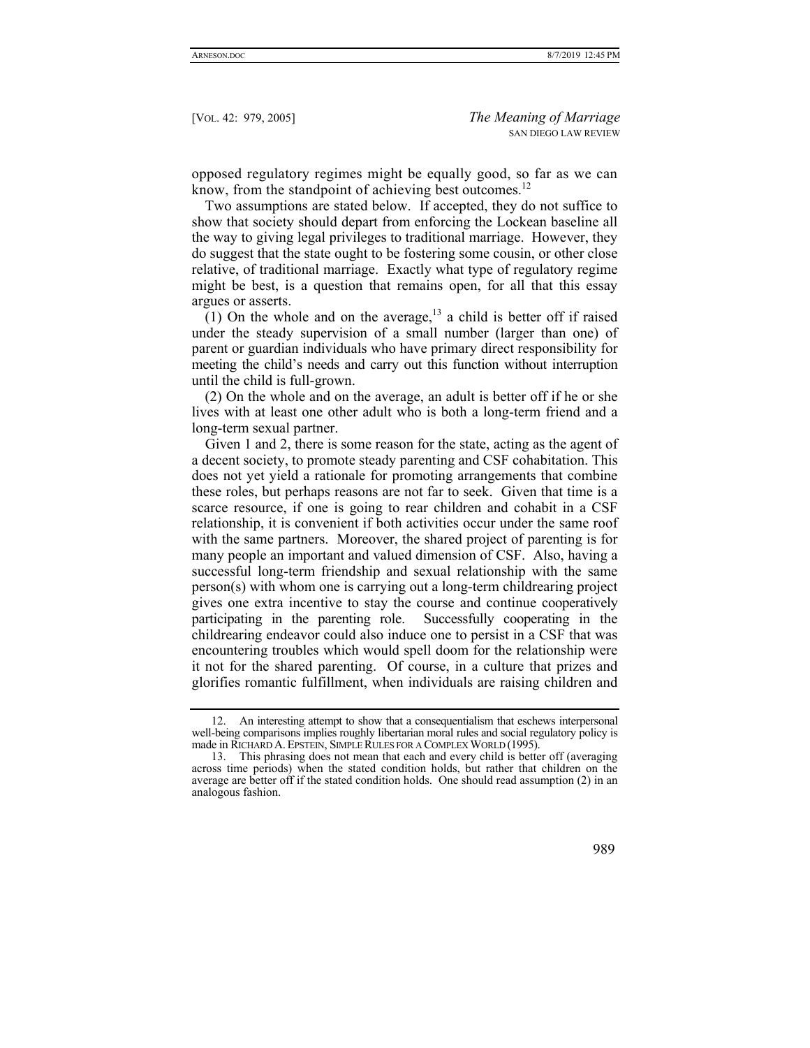opposed regulatory regimes might be equally good, so far as we can know, from the standpoint of achieving best outcomes.[12]

Two assumptions are stated below. If accepted, they do not suffice to show that society should depart from enforcing the Lockean baseline all the way to giving legal privileges to traditional marriage. However, they do suggest that the state ought to be fostering some cousin, or other close relative, of traditional marriage. Exactly what type of regulatory regime might be best, is a question that remains open, for all that this essay argues or asserts.

(1) On the whole and on the average,[13] a child is better off if raised under the steady supervision of a small number (larger than one) of parent or guardian individuals who have primary direct responsibility for meeting the child's needs and carry out this function without interruption until the child is full-grown.

(2) On the whole and on the average, an adult is better off if he or she lives with at least one other adult who is both a long-term friend and a long-term sexual partner.

Given 1 and 2, there is some reason for the state, acting as the agent of a decent society, to promote steady parenting and CSF cohabitation. This does not yet yield a rationale for promoting arrangements that combine these roles, but perhaps reasons are not far to seek. Given that time is a scarce resource, if one is going to rear children and cohabit in a CSF relationship, it is convenient if both activities occur under the same roof with the same partners. Moreover, the shared project of parenting is for many people an important and valued dimension of CSF. Also, having a successful long-term friendship and sexual relationship with the same person(s) with whom one is carrying out a long-term childrearing project gives one extra incentive to stay the course and continue cooperatively participating in the parenting role. Successfully cooperating in the childrearing endeavor could also induce one to persist in a CSF that was encountering troubles which would spell doom for the relationship were it not for the shared parenting. Of course, in a culture that prizes and glorifies romantic fulfillment, when individuals are raising children and

---

12. An interesting attempt to show that a consequentialism that eschews interpersonal well-being comparisons implies roughly libertarian moral rules and social regulatory policy is made in RICHARD A. EPSTEIN, SIMPLE RULES FOR A COMPLEX WORLD (1995).

13. This phrasing does not mean that each and every child is better off (averaging across time periods) when the stated condition holds, but rather that children on the average are better off if the stated condition holds. One should read assumption (2) in an analogous fashion.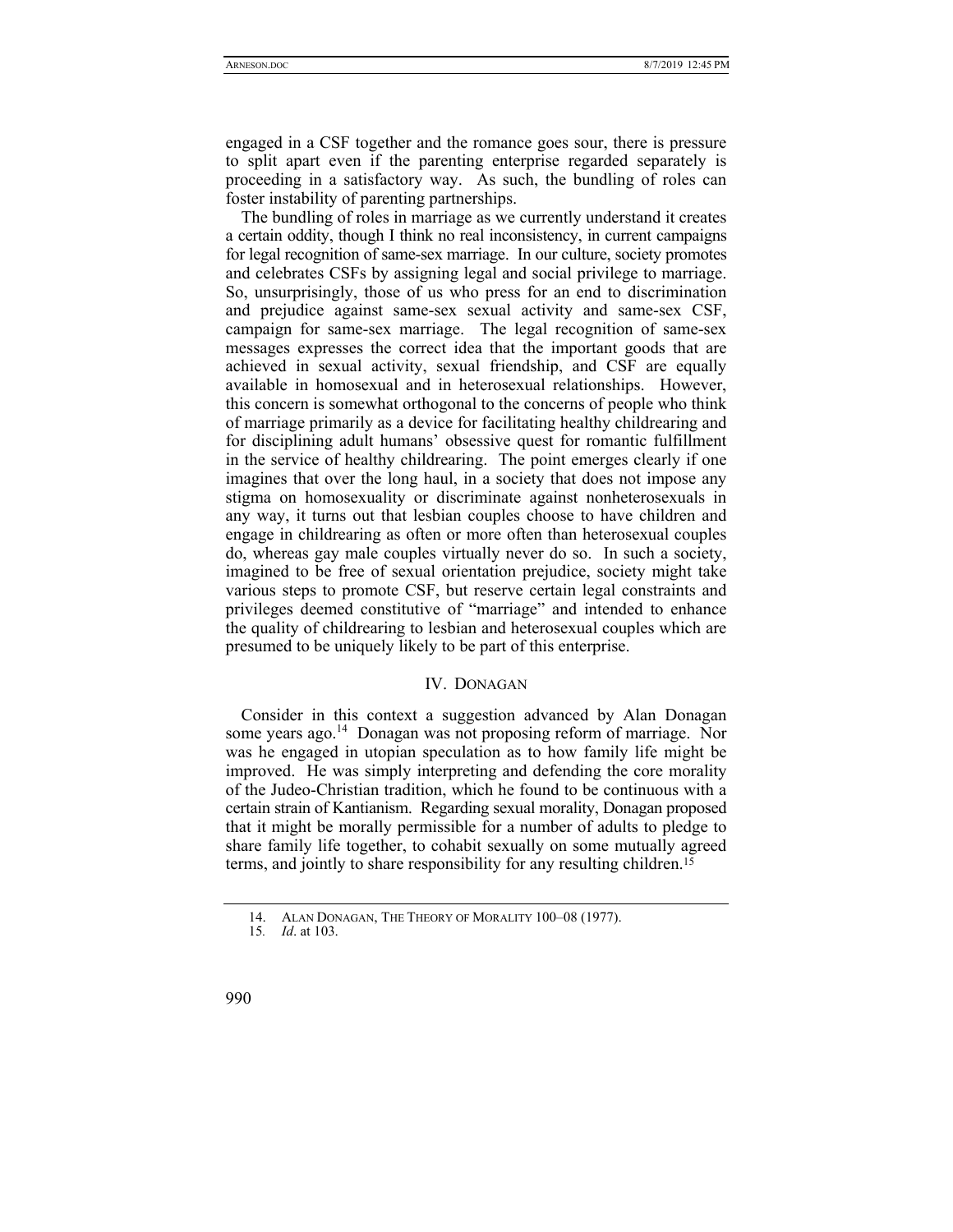engaged in a CSF together and the romance goes sour, there is pressure to split apart even if the parenting enterprise regarded separately is proceeding in a satisfactory way. As such, the bundling of roles can foster instability of parenting partnerships.

The bundling of roles in marriage as we currently understand it creates a certain oddity, though I think no real inconsistency, in current campaigns for legal recognition of same-sex marriage. In our culture, society promotes and celebrates CSFs by assigning legal and social privilege to marriage. So, unsurprisingly, those of us who press for an end to discrimination and prejudice against same-sex sexual activity and same-sex CSF, campaign for same-sex marriage. The legal recognition of same-sex messages expresses the correct idea that the important goods that are achieved in sexual activity, sexual friendship, and CSF are equally available in homosexual and in heterosexual relationships. However, this concern is somewhat orthogonal to the concerns of people who think of marriage primarily as a device for facilitating healthy childrearing and for disciplining adult humans' obsessive quest for romantic fulfillment in the service of healthy childrearing. The point emerges clearly if one imagines that over the long haul, in a society that does not impose any stigma on homosexuality or discriminate against nonheterosexuals in any way, it turns out that lesbian couples choose to have children and engage in childrearing as often or more often than heterosexual couples do, whereas gay male couples virtually never do so. In such a society, imagined to be free of sexual orientation prejudice, society might take various steps to promote CSF, but reserve certain legal constraints and privileges deemed constitutive of "marriage" and intended to enhance the quality of childrearing to lesbian and heterosexual couples which are presumed to be uniquely likely to be part of this enterprise.

## IV. Donagan

Consider in this context a suggestion advanced by Alan Donagan some years ago.[14] Donagan was not proposing reform of marriage. Nor was he engaged in utopian speculation as to how family life might be improved. He was simply interpreting and defending the core morality of the Judeo-Christian tradition, which he found to be continuous with a certain strain of Kantianism. Regarding sexual morality, Donagan proposed that it might be morally permissible for a number of adults to pledge to share family life together, to cohabit sexually on some mutually agreed terms, and jointly to share responsibility for any resulting children.[15]

14. Alan Donagan, The Theory of Morality 100–08 (1977).

15. *Id*. at 103.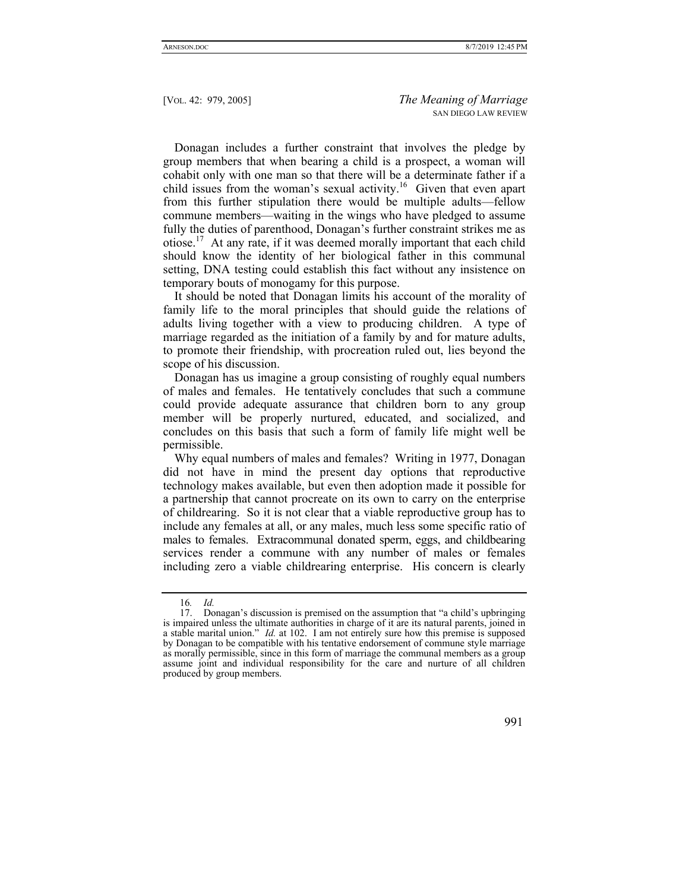Donagan includes a further constraint that involves the pledge by group members that when bearing a child is a prospect, a woman will cohabit only with one man so that there will be a determinate father if a child issues from the woman's sexual activity.[16] Given that even apart from this further stipulation there would be multiple adults—fellow commune members—waiting in the wings who have pledged to assume fully the duties of parenthood, Donagan's further constraint strikes me as otiose.[17] At any rate, if it was deemed morally important that each child should know the identity of her biological father in this communal setting, DNA testing could establish this fact without any insistence on temporary bouts of monogamy for this purpose.

It should be noted that Donagan limits his account of the morality of family life to the moral principles that should guide the relations of adults living together with a view to producing children. A type of marriage regarded as the initiation of a family by and for mature adults, to promote their friendship, with procreation ruled out, lies beyond the scope of his discussion.

Donagan has us imagine a group consisting of roughly equal numbers of males and females. He tentatively concludes that such a commune could provide adequate assurance that children born to any group member will be properly nurtured, educated, and socialized, and concludes on this basis that such a form of family life might well be permissible.

Why equal numbers of males and females? Writing in 1977, Donagan did not have in mind the present day options that reproductive technology makes available, but even then adoption made it possible for a partnership that cannot procreate on its own to carry on the enterprise of childrearing. So it is not clear that a viable reproductive group has to include any females at all, or any males, much less some specific ratio of males to females. Extracommunal donated sperm, eggs, and childbearing services render a commune with any number of males or females including zero a viable childrearing enterprise. His concern is clearly

---

16. *Id.*

17. Donagan's discussion is premised on the assumption that "a child's upbringing is impaired unless the ultimate authorities in charge of it are its natural parents, joined in a stable marital union." *Id.* at 102. I am not entirely sure how this premise is supposed by Donagan to be compatible with his tentative endorsement of commune style marriage as morally permissible, since in this form of marriage the communal members as a group assume joint and individual responsibility for the care and nurture of all children produced by group members.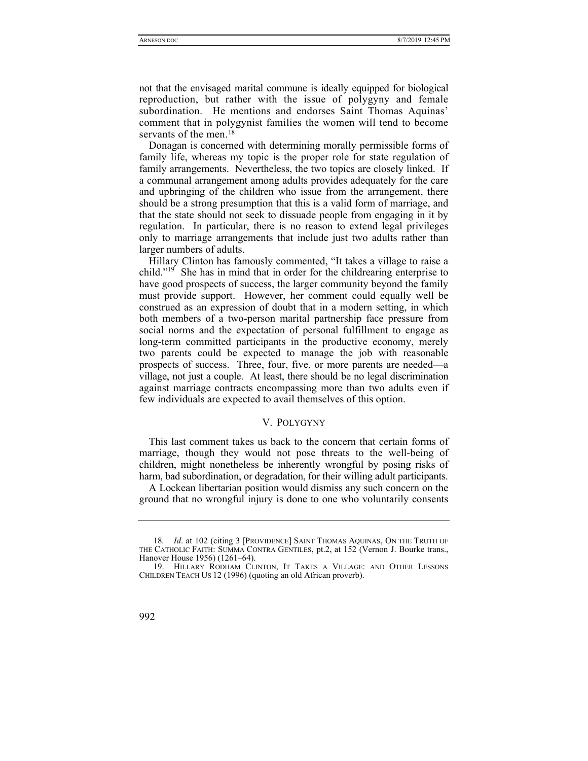not that the envisaged marital commune is ideally equipped for biological reproduction, but rather with the issue of polygyny and female subordination. He mentions and endorses Saint Thomas Aquinas' comment that in polygynist families the women will tend to become servants of the men.[18]

Donagan is concerned with determining morally permissible forms of family life, whereas my topic is the proper role for state regulation of family arrangements. Nevertheless, the two topics are closely linked. If a communal arrangement among adults provides adequately for the care and upbringing of the children who issue from the arrangement, there should be a strong presumption that this is a valid form of marriage, and that the state should not seek to dissuade people from engaging in it by regulation. In particular, there is no reason to extend legal privileges only to marriage arrangements that include just two adults rather than larger numbers of adults.

Hillary Clinton has famously commented, "It takes a village to raise a child."[19] She has in mind that in order for the childrearing enterprise to have good prospects of success, the larger community beyond the family must provide support. However, her comment could equally well be construed as an expression of doubt that in a modern setting, in which both members of a two-person marital partnership face pressure from social norms and the expectation of personal fulfillment to engage as long-term committed participants in the productive economy, merely two parents could be expected to manage the job with reasonable prospects of success. Three, four, five, or more parents are needed—a village, not just a couple. At least, there should be no legal discrimination against marriage contracts encompassing more than two adults even if few individuals are expected to avail themselves of this option.

## V. POLYGYNY

This last comment takes us back to the concern that certain forms of marriage, though they would not pose threats to the well-being of children, might nonetheless be inherently wrongful by posing risks of harm, bad subordination, or degradation, for their willing adult participants.

A Lockean libertarian position would dismiss any such concern on the ground that no wrongful injury is done to one who voluntarily consents

---

18. *Id*. at 102 (citing 3 [PROVIDENCE] SAINT THOMAS AQUINAS, ON THE TRUTH OF THE CATHOLIC FAITH: SUMMA CONTRA GENTILES, pt.2, at 152 (Vernon J. Bourke trans., Hanover House 1956) (1261–64).

19. HILLARY RODHAM CLINTON, IT TAKES A VILLAGE: AND OTHER LESSONS CHILDREN TEACH US 12 (1996) (quoting an old African proverb).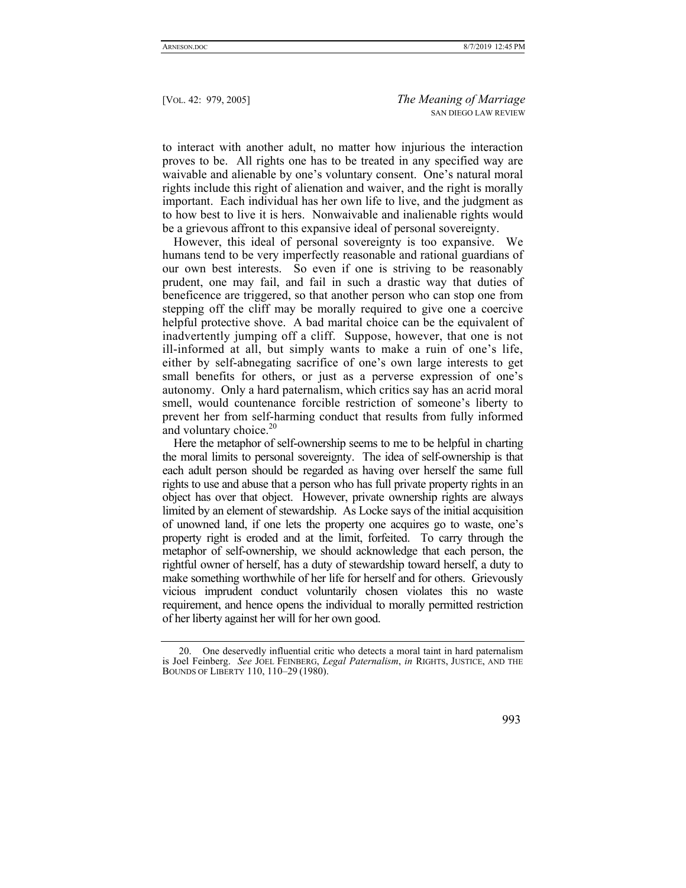to interact with another adult, no matter how injurious the interaction proves to be. All rights one has to be treated in any specified way are waivable and alienable by one's voluntary consent. One's natural moral rights include this right of alienation and waiver, and the right is morally important. Each individual has her own life to live, and the judgment as to how best to live it is hers. Nonwaivable and inalienable rights would be a grievous affront to this expansive ideal of personal sovereignty.

However, this ideal of personal sovereignty is too expansive. We humans tend to be very imperfectly reasonable and rational guardians of our own best interests. So even if one is striving to be reasonably prudent, one may fail, and fail in such a drastic way that duties of beneficence are triggered, so that another person who can stop one from stepping off the cliff may be morally required to give one a coercive helpful protective shove. A bad marital choice can be the equivalent of inadvertently jumping off a cliff. Suppose, however, that one is not ill-informed at all, but simply wants to make a ruin of one's life, either by self-abnegating sacrifice of one's own large interests to get small benefits for others, or just as a perverse expression of one's autonomy. Only a hard paternalism, which critics say has an acrid moral smell, would countenance forcible restriction of someone's liberty to prevent her from self-harming conduct that results from fully informed and voluntary choice.[20]

Here the metaphor of self-ownership seems to me to be helpful in charting the moral limits to personal sovereignty. The idea of self-ownership is that each adult person should be regarded as having over herself the same full rights to use and abuse that a person who has full private property rights in an object has over that object. However, private ownership rights are always limited by an element of stewardship. As Locke says of the initial acquisition of unowned land, if one lets the property one acquires go to waste, one's property right is eroded and at the limit, forfeited. To carry through the metaphor of self-ownership, we should acknowledge that each person, the rightful owner of herself, has a duty of stewardship toward herself, a duty to make something worthwhile of her life for herself and for others. Grievously vicious imprudent conduct voluntarily chosen violates this no waste requirement, and hence opens the individual to morally permitted restriction of her liberty against her will for her own good.

---

20. One deservedly influential critic who detects a moral taint in hard paternalism is Joel Feinberg. *See* JOEL FEINBERG, *Legal Paternalism*, *in* RIGHTS, JUSTICE, AND THE BOUNDS OF LIBERTY 110, 110–29 (1980).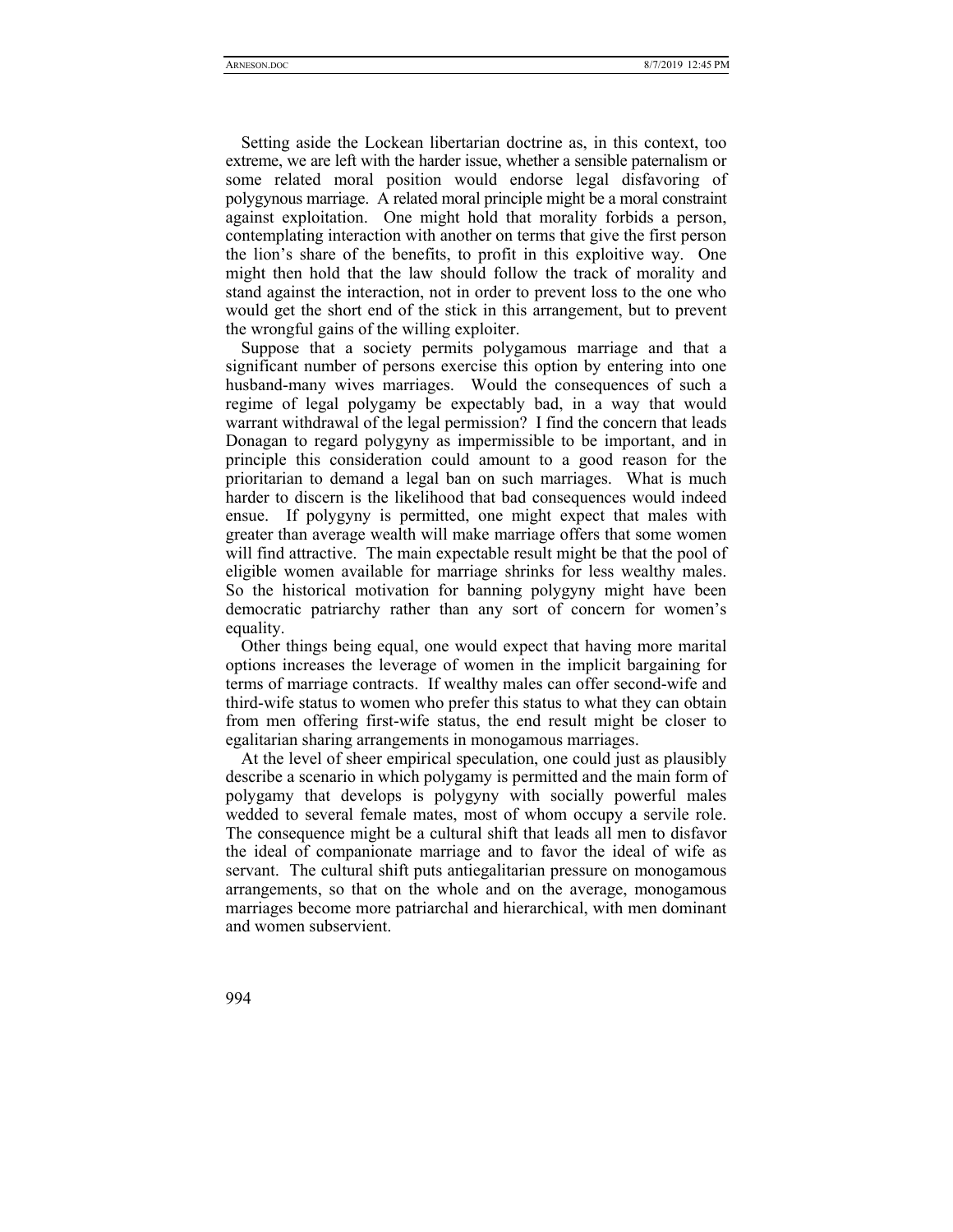Setting aside the Lockean libertarian doctrine as, in this context, too extreme, we are left with the harder issue, whether a sensible paternalism or some related moral position would endorse legal disfavoring of polygynous marriage. A related moral principle might be a moral constraint against exploitation. One might hold that morality forbids a person, contemplating interaction with another on terms that give the first person the lion's share of the benefits, to profit in this exploitive way. One might then hold that the law should follow the track of morality and stand against the interaction, not in order to prevent loss to the one who would get the short end of the stick in this arrangement, but to prevent the wrongful gains of the willing exploiter.

Suppose that a society permits polygamous marriage and that a significant number of persons exercise this option by entering into one husband-many wives marriages. Would the consequences of such a regime of legal polygamy be expectably bad, in a way that would warrant withdrawal of the legal permission? I find the concern that leads Donagan to regard polygyny as impermissible to be important, and in principle this consideration could amount to a good reason for the prioritarian to demand a legal ban on such marriages. What is much harder to discern is the likelihood that bad consequences would indeed ensue. If polygyny is permitted, one might expect that males with greater than average wealth will make marriage offers that some women will find attractive. The main expectable result might be that the pool of eligible women available for marriage shrinks for less wealthy males. So the historical motivation for banning polygyny might have been democratic patriarchy rather than any sort of concern for women's equality.

Other things being equal, one would expect that having more marital options increases the leverage of women in the implicit bargaining for terms of marriage contracts. If wealthy males can offer second-wife and third-wife status to women who prefer this status to what they can obtain from men offering first-wife status, the end result might be closer to egalitarian sharing arrangements in monogamous marriages.

At the level of sheer empirical speculation, one could just as plausibly describe a scenario in which polygamy is permitted and the main form of polygamy that develops is polygyny with socially powerful males wedded to several female mates, most of whom occupy a servile role. The consequence might be a cultural shift that leads all men to disfavor the ideal of companionate marriage and to favor the ideal of wife as servant. The cultural shift puts antiegalitarian pressure on monogamous arrangements, so that on the whole and on the average, monogamous marriages become more patriarchal and hierarchical, with men dominant and women subservient.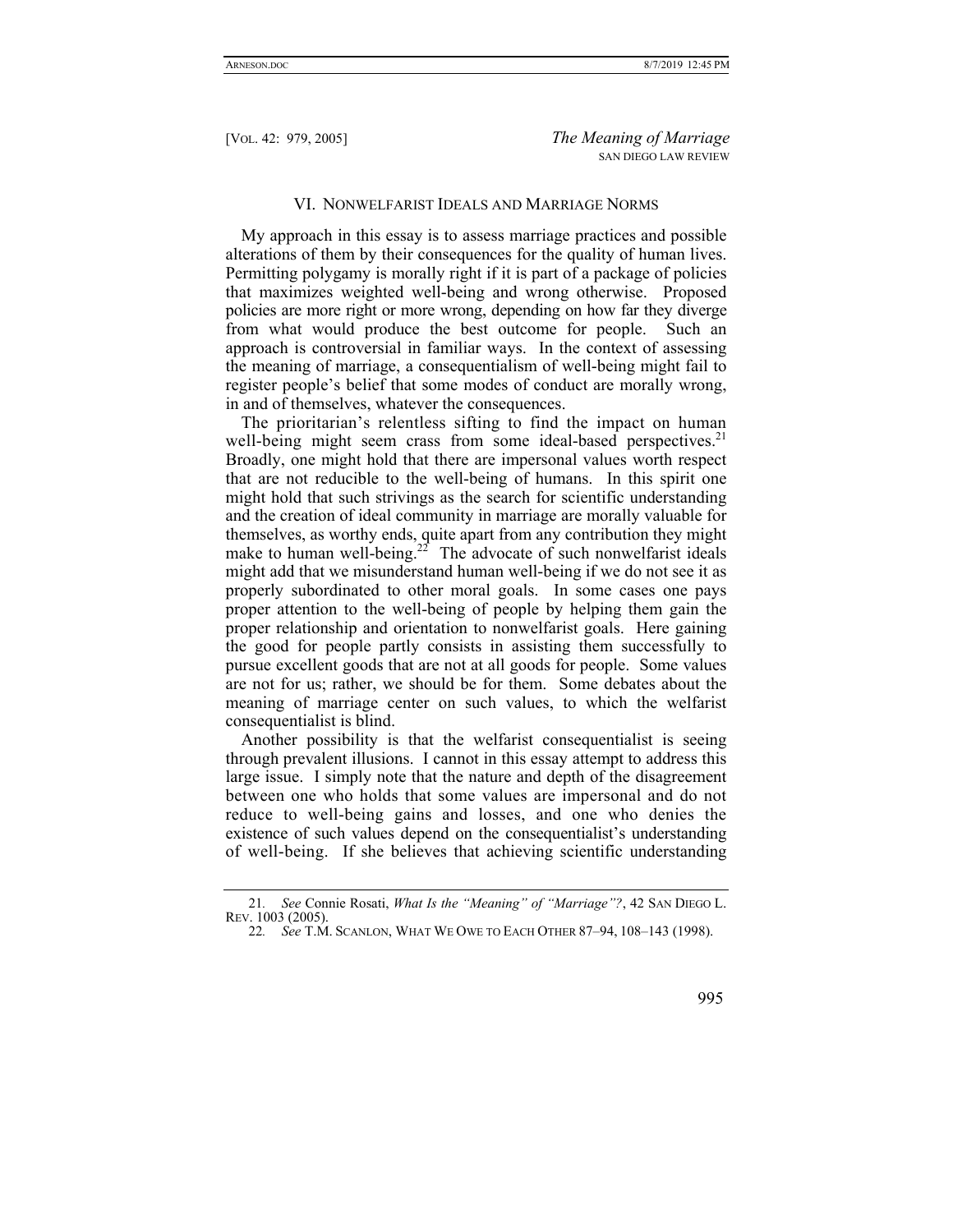## VI. NONWELFARIST IDEALS AND MARRIAGE NORMS

My approach in this essay is to assess marriage practices and possible alterations of them by their consequences for the quality of human lives. Permitting polygamy is morally right if it is part of a package of policies that maximizes weighted well-being and wrong otherwise. Proposed policies are more right or more wrong, depending on how far they diverge from what would produce the best outcome for people. Such an approach is controversial in familiar ways. In the context of assessing the meaning of marriage, a consequentialism of well-being might fail to register people's belief that some modes of conduct are morally wrong, in and of themselves, whatever the consequences.

The prioritarian's relentless sifting to find the impact on human well-being might seem crass from some ideal-based perspectives.[21] Broadly, one might hold that there are impersonal values worth respect that are not reducible to the well-being of humans. In this spirit one might hold that such strivings as the search for scientific understanding and the creation of ideal community in marriage are morally valuable for themselves, as worthy ends, quite apart from any contribution they might make to human well-being.[22] The advocate of such nonwelfarist ideals might add that we misunderstand human well-being if we do not see it as properly subordinated to other moral goals. In some cases one pays proper attention to the well-being of people by helping them gain the proper relationship and orientation to nonwelfarist goals. Here gaining the good for people partly consists in assisting them successfully to pursue excellent goods that are not at all goods for people. Some values are not for us; rather, we should be for them. Some debates about the meaning of marriage center on such values, to which the welfarist consequentialist is blind.

Another possibility is that the welfarist consequentialist is seeing through prevalent illusions. I cannot in this essay attempt to address this large issue. I simply note that the nature and depth of the disagreement between one who holds that some values are impersonal and do not reduce to well-being gains and losses, and one who denies the existence of such values depend on the consequentialist's understanding of well-being. If she believes that achieving scientific understanding

---

21. *See* Connie Rosati, *What Is the "Meaning" of "Marriage"?*, 42 SAN DIEGO L. REV. 1003 (2005).

22. *See* T.M. SCANLON, WHAT WE OWE TO EACH OTHER 87–94, 108–143 (1998).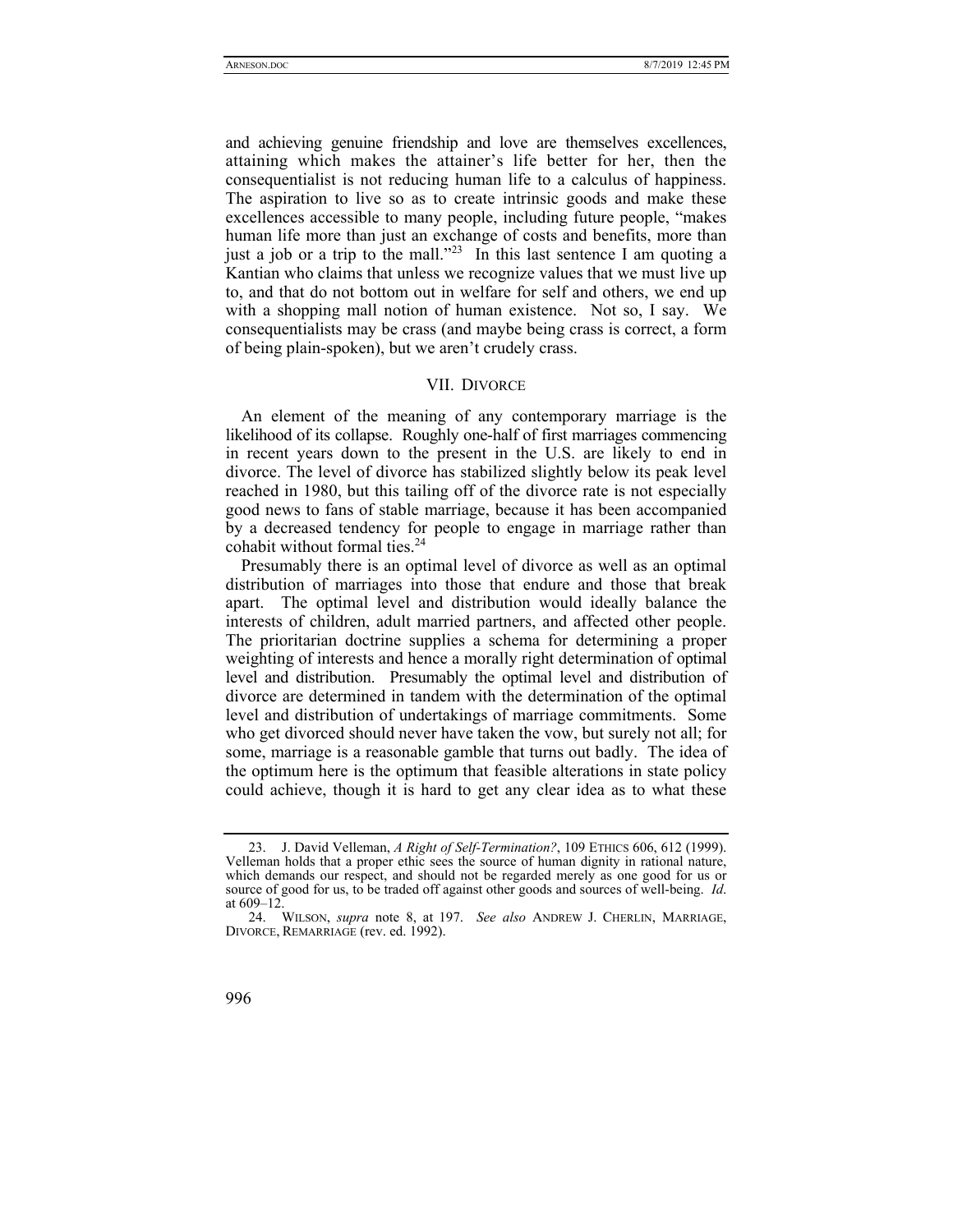and achieving genuine friendship and love are themselves excellences, attaining which makes the attainer's life better for her, then the consequentialist is not reducing human life to a calculus of happiness. The aspiration to live so as to create intrinsic goods and make these excellences accessible to many people, including future people, "makes human life more than just an exchange of costs and benefits, more than just a job or a trip to the mall."[23] In this last sentence I am quoting a Kantian who claims that unless we recognize values that we must live up to, and that do not bottom out in welfare for self and others, we end up with a shopping mall notion of human existence. Not so, I say. We consequentialists may be crass (and maybe being crass is correct, a form of being plain-spoken), but we aren't crudely crass.

## VII. DIVORCE

An element of the meaning of any contemporary marriage is the likelihood of its collapse. Roughly one-half of first marriages commencing in recent years down to the present in the U.S. are likely to end in divorce. The level of divorce has stabilized slightly below its peak level reached in 1980, but this tailing off of the divorce rate is not especially good news to fans of stable marriage, because it has been accompanied by a decreased tendency for people to engage in marriage rather than cohabit without formal ties.[24]

Presumably there is an optimal level of divorce as well as an optimal distribution of marriages into those that endure and those that break apart. The optimal level and distribution would ideally balance the interests of children, adult married partners, and affected other people. The prioritarian doctrine supplies a schema for determining a proper weighting of interests and hence a morally right determination of optimal level and distribution. Presumably the optimal level and distribution of divorce are determined in tandem with the determination of the optimal level and distribution of undertakings of marriage commitments. Some who get divorced should never have taken the vow, but surely not all; for some, marriage is a reasonable gamble that turns out badly. The idea of the optimum here is the optimum that feasible alterations in state policy could achieve, though it is hard to get any clear idea as to what these

---

23. J. David Velleman, *A Right of Self-Termination?*, 109 ETHICS 606, 612 (1999). Velleman holds that a proper ethic sees the source of human dignity in rational nature, which demands our respect, and should not be regarded merely as one good for us or source of good for us, to be traded off against other goods and sources of well-being. *Id*. at 609–12.

24. WILSON, *supra* note 8, at 197. *See also* ANDREW J. CHERLIN, MARRIAGE, DIVORCE, REMARRIAGE (rev. ed. 1992).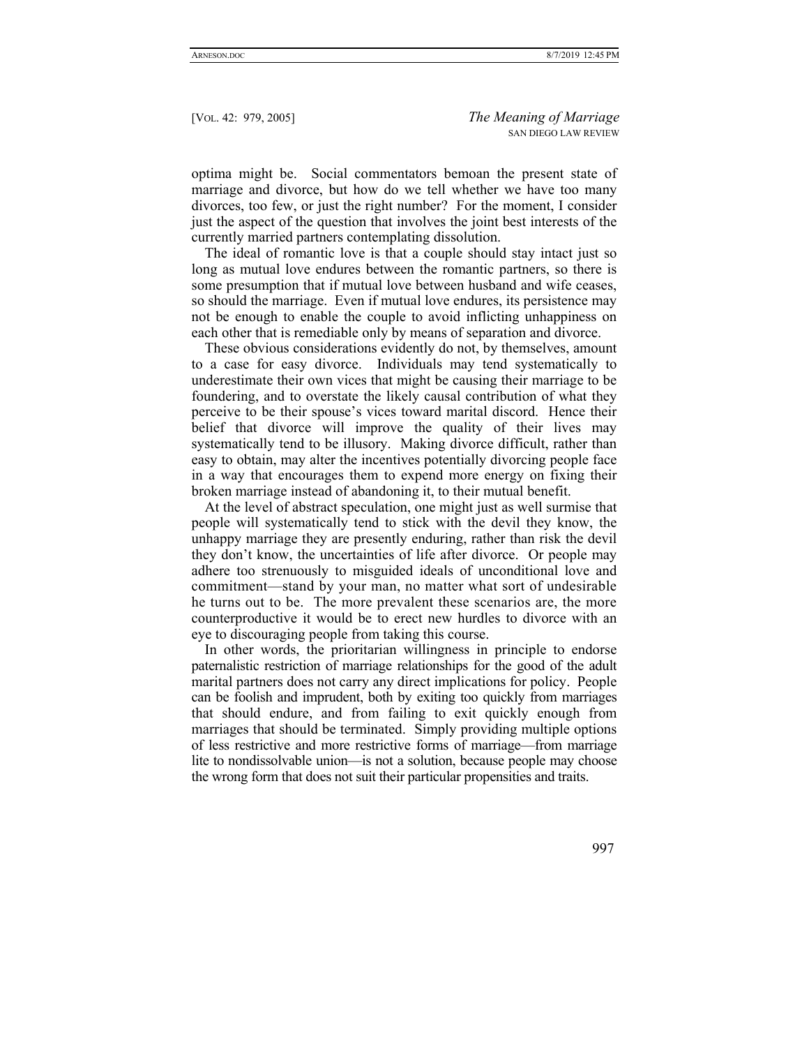optima might be. Social commentators bemoan the present state of marriage and divorce, but how do we tell whether we have too many divorces, too few, or just the right number? For the moment, I consider just the aspect of the question that involves the joint best interests of the currently married partners contemplating dissolution.

The ideal of romantic love is that a couple should stay intact just so long as mutual love endures between the romantic partners, so there is some presumption that if mutual love between husband and wife ceases, so should the marriage. Even if mutual love endures, its persistence may not be enough to enable the couple to avoid inflicting unhappiness on each other that is remediable only by means of separation and divorce.

These obvious considerations evidently do not, by themselves, amount to a case for easy divorce. Individuals may tend systematically to underestimate their own vices that might be causing their marriage to be foundering, and to overstate the likely causal contribution of what they perceive to be their spouse's vices toward marital discord. Hence their belief that divorce will improve the quality of their lives may systematically tend to be illusory. Making divorce difficult, rather than easy to obtain, may alter the incentives potentially divorcing people face in a way that encourages them to expend more energy on fixing their broken marriage instead of abandoning it, to their mutual benefit.

At the level of abstract speculation, one might just as well surmise that people will systematically tend to stick with the devil they know, the unhappy marriage they are presently enduring, rather than risk the devil they don't know, the uncertainties of life after divorce. Or people may adhere too strenuously to misguided ideals of unconditional love and commitment—stand by your man, no matter what sort of undesirable he turns out to be. The more prevalent these scenarios are, the more counterproductive it would be to erect new hurdles to divorce with an eye to discouraging people from taking this course.

In other words, the prioritarian willingness in principle to endorse paternalistic restriction of marriage relationships for the good of the adult marital partners does not carry any direct implications for policy. People can be foolish and imprudent, both by exiting too quickly from marriages that should endure, and from failing to exit quickly enough from marriages that should be terminated. Simply providing multiple options of less restrictive and more restrictive forms of marriage—from marriage lite to nondissolvable union—is not a solution, because people may choose the wrong form that does not suit their particular propensities and traits.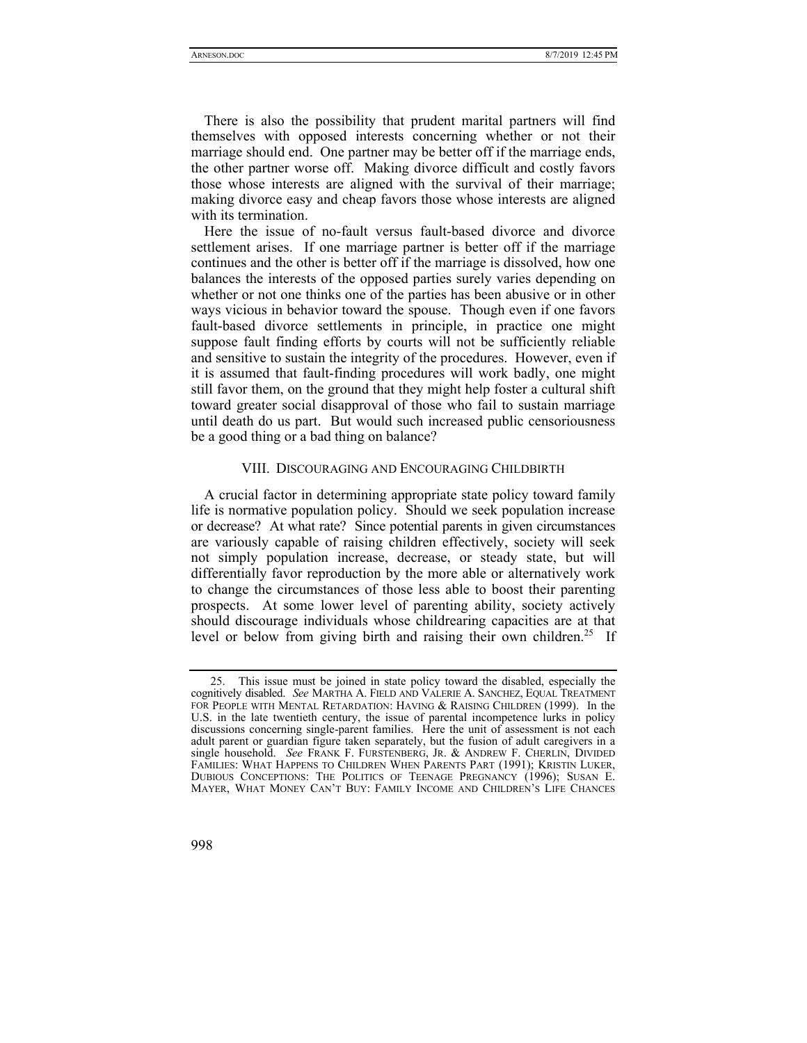There is also the possibility that prudent marital partners will find themselves with opposed interests concerning whether or not their marriage should end. One partner may be better off if the marriage ends, the other partner worse off. Making divorce difficult and costly favors those whose interests are aligned with the survival of their marriage; making divorce easy and cheap favors those whose interests are aligned with its termination.

Here the issue of no-fault versus fault-based divorce and divorce settlement arises. If one marriage partner is better off if the marriage continues and the other is better off if the marriage is dissolved, how one balances the interests of the opposed parties surely varies depending on whether or not one thinks one of the parties has been abusive or in other ways vicious in behavior toward the spouse. Though even if one favors fault-based divorce settlements in principle, in practice one might suppose fault finding efforts by courts will not be sufficiently reliable and sensitive to sustain the integrity of the procedures. However, even if it is assumed that fault-finding procedures will work badly, one might still favor them, on the ground that they might help foster a cultural shift toward greater social disapproval of those who fail to sustain marriage until death do us part. But would such increased public censoriousness be a good thing or a bad thing on balance?

## VIII. DISCOURAGING AND ENCOURAGING CHILDBIRTH

A crucial factor in determining appropriate state policy toward family life is normative population policy. Should we seek population increase or decrease? At what rate? Since potential parents in given circumstances are variously capable of raising children effectively, society will seek not simply population increase, decrease, or steady state, but will differentially favor reproduction by the more able or alternatively work to change the circumstances of those less able to boost their parenting prospects. At some lower level of parenting ability, society actively should discourage individuals whose childrearing capacities are at that level or below from giving birth and raising their own children.[25] If

---

25. This issue must be joined in state policy toward the disabled, especially the cognitively disabled. *See* MARTHA A. FIELD AND VALERIE A. SANCHEZ, EQUAL TREATMENT FOR PEOPLE WITH MENTAL RETARDATION: HAVING & RAISING CHILDREN (1999). In the U.S. in the late twentieth century, the issue of parental incompetence lurks in policy discussions concerning single-parent families. Here the unit of assessment is not each adult parent or guardian figure taken separately, but the fusion of adult caregivers in a single household. *See* FRANK F. FURSTENBERG, JR. & ANDREW F. CHERLIN, DIVIDED FAMILIES: WHAT HAPPENS TO CHILDREN WHEN PARENTS PART (1991); KRISTIN LUKER, DUBIOUS CONCEPTIONS: THE POLITICS OF TEENAGE PREGNANCY (1996); SUSAN E. MAYER, WHAT MONEY CAN'T BUY: FAMILY INCOME AND CHILDREN'S LIFE CHANCES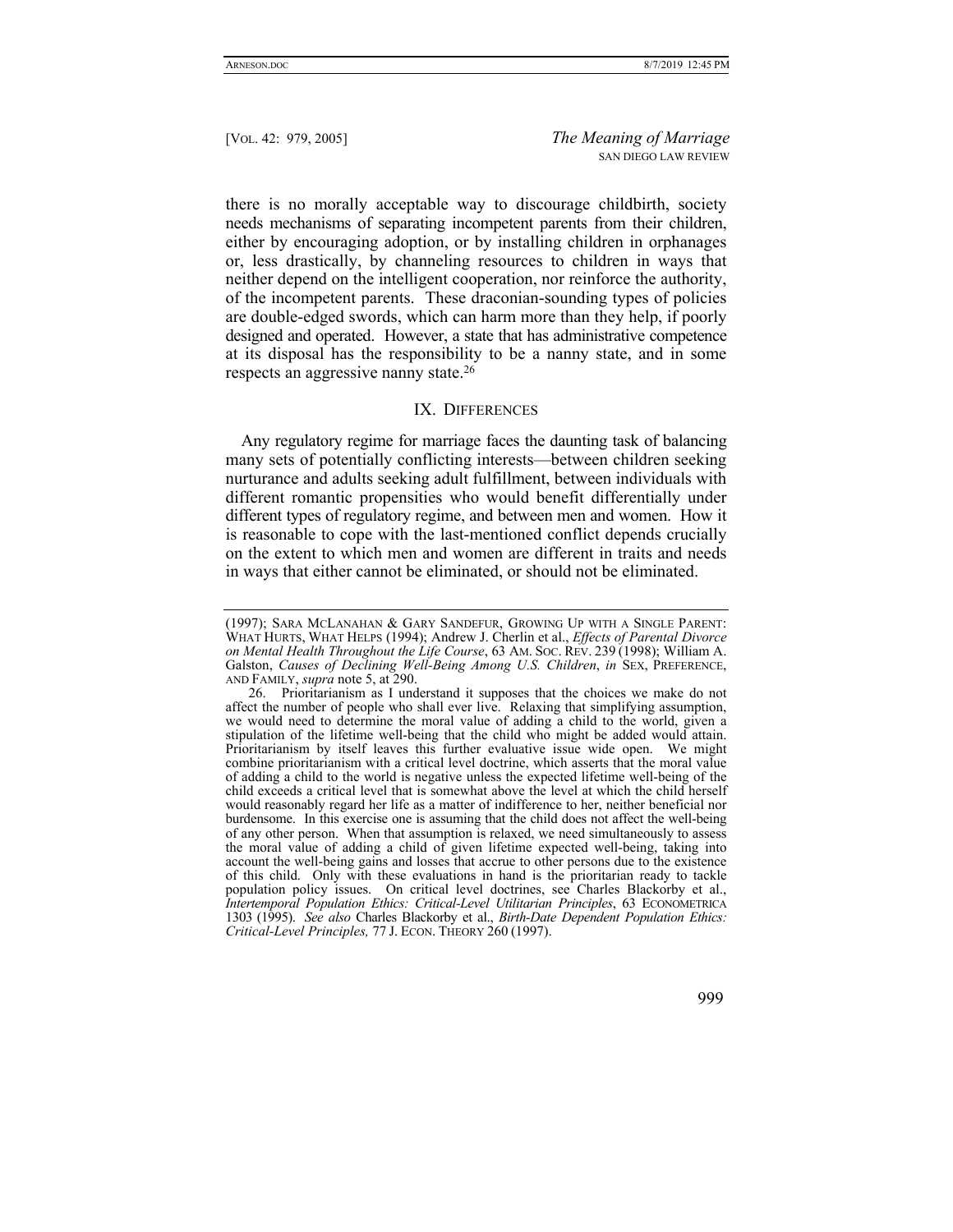there is no morally acceptable way to discourage childbirth, society needs mechanisms of separating incompetent parents from their children, either by encouraging adoption, or by installing children in orphanages or, less drastically, by channeling resources to children in ways that neither depend on the intelligent cooperation, nor reinforce the authority, of the incompetent parents. These draconian-sounding types of policies are double-edged swords, which can harm more than they help, if poorly designed and operated. However, a state that has administrative competence at its disposal has the responsibility to be a nanny state, and in some respects an aggressive nanny state.[26]

## IX. Differences

Any regulatory regime for marriage faces the daunting task of balancing many sets of potentially conflicting interests—between children seeking nurturance and adults seeking adult fulfillment, between individuals with different romantic propensities who would benefit differentially under different types of regulatory regime, and between men and women. How it is reasonable to cope with the last-mentioned conflict depends crucially on the extent to which men and women are different in traits and needs in ways that either cannot be eliminated, or should not be eliminated.

---

(1997); Sara McLanahan & Gary Sandefur, Growing Up with a Single Parent: What Hurts, What Helps (1994); Andrew J. Cherlin et al., *Effects of Parental Divorce on Mental Health Throughout the Life Course*, 63 Am. Soc. Rev. 239 (1998); William A. Galston, *Causes of Declining Well-Being Among U.S. Children*, *in* Sex, Preference, and Family, *supra* note 5, at 290.

26. Prioritarianism as I understand it supposes that the choices we make do not affect the number of people who shall ever live. Relaxing that simplifying assumption, we would need to determine the moral value of adding a child to the world, given a stipulation of the lifetime well-being that the child who might be added would attain. Prioritarianism by itself leaves this further evaluative issue wide open. We might combine prioritarianism with a critical level doctrine, which asserts that the moral value of adding a child to the world is negative unless the expected lifetime well-being of the child exceeds a critical level that is somewhat above the level at which the child herself would reasonably regard her life as a matter of indifference to her, neither beneficial nor burdensome. In this exercise one is assuming that the child does not affect the well-being of any other person. When that assumption is relaxed, we need simultaneously to assess the moral value of adding a child of given lifetime expected well-being, taking into account the well-being gains and losses that accrue to other persons due to the existence of this child. Only with these evaluations in hand is the prioritarian ready to tackle population policy issues. On critical level doctrines, see Charles Blackorby et al., *Intertemporal Population Ethics: Critical-Level Utilitarian Principles*, 63 Econometrica 1303 (1995). *See also* Charles Blackorby et al., *Birth-Date Dependent Population Ethics: Critical-Level Principles,* 77 J. Econ. Theory 260 (1997).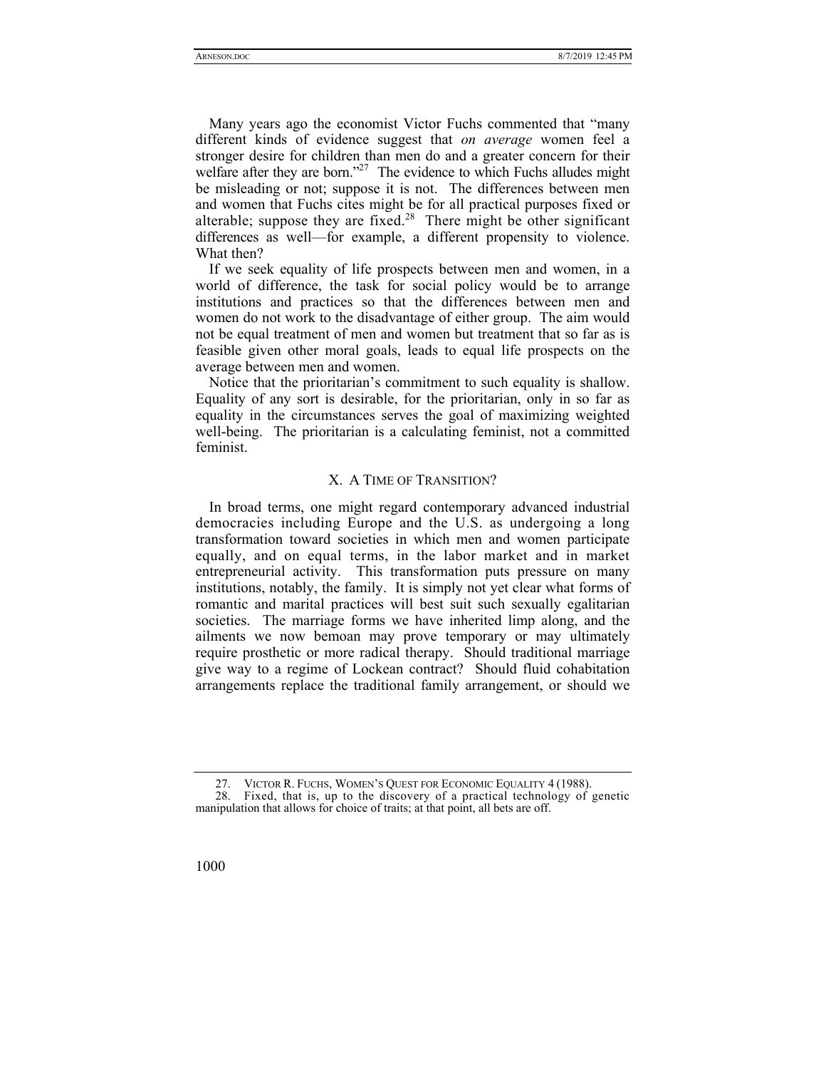Many years ago the economist Victor Fuchs commented that "many different kinds of evidence suggest that *on average* women feel a stronger desire for children than men do and a greater concern for their welfare after they are born."[27] The evidence to which Fuchs alludes might be misleading or not; suppose it is not. The differences between men and women that Fuchs cites might be for all practical purposes fixed or alterable; suppose they are fixed.[28] There might be other significant differences as well—for example, a different propensity to violence. What then?

If we seek equality of life prospects between men and women, in a world of difference, the task for social policy would be to arrange institutions and practices so that the differences between men and women do not work to the disadvantage of either group. The aim would not be equal treatment of men and women but treatment that so far as is feasible given other moral goals, leads to equal life prospects on the average between men and women.

Notice that the prioritarian's commitment to such equality is shallow. Equality of any sort is desirable, for the prioritarian, only in so far as equality in the circumstances serves the goal of maximizing weighted well-being. The prioritarian is a calculating feminist, not a committed feminist.

## X. A TIME OF TRANSITION?

In broad terms, one might regard contemporary advanced industrial democracies including Europe and the U.S. as undergoing a long transformation toward societies in which men and women participate equally, and on equal terms, in the labor market and in market entrepreneurial activity. This transformation puts pressure on many institutions, notably, the family. It is simply not yet clear what forms of romantic and marital practices will best suit such sexually egalitarian societies. The marriage forms we have inherited limp along, and the ailments we now bemoan may prove temporary or may ultimately require prosthetic or more radical therapy. Should traditional marriage give way to a regime of Lockean contract? Should fluid cohabitation arrangements replace the traditional family arrangement, or should we

---

27. VICTOR R. FUCHS, WOMEN'S QUEST FOR ECONOMIC EQUALITY 4 (1988).

28. Fixed, that is, up to the discovery of a practical technology of genetic manipulation that allows for choice of traits; at that point, all bets are off.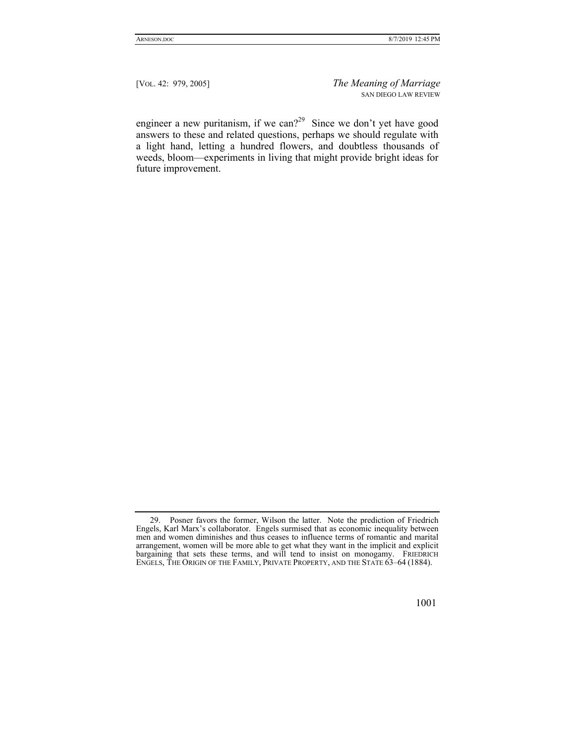engineer a new puritanism, if we can?[29] Since we don't yet have good answers to these and related questions, perhaps we should regulate with a light hand, letting a hundred flowers, and doubtless thousands of weeds, bloom—experiments in living that might provide bright ideas for future improvement.

---

29. Posner favors the former, Wilson the latter. Note the prediction of Friedrich Engels, Karl Marx's collaborator. Engels surmised that as economic inequality between men and women diminishes and thus ceases to influence terms of romantic and marital arrangement, women will be more able to get what they want in the implicit and explicit bargaining that sets these terms, and will tend to insist on monogamy. FRIEDRICH ENGELS, THE ORIGIN OF THE FAMILY, PRIVATE PROPERTY, AND THE STATE 63–64 (1884).